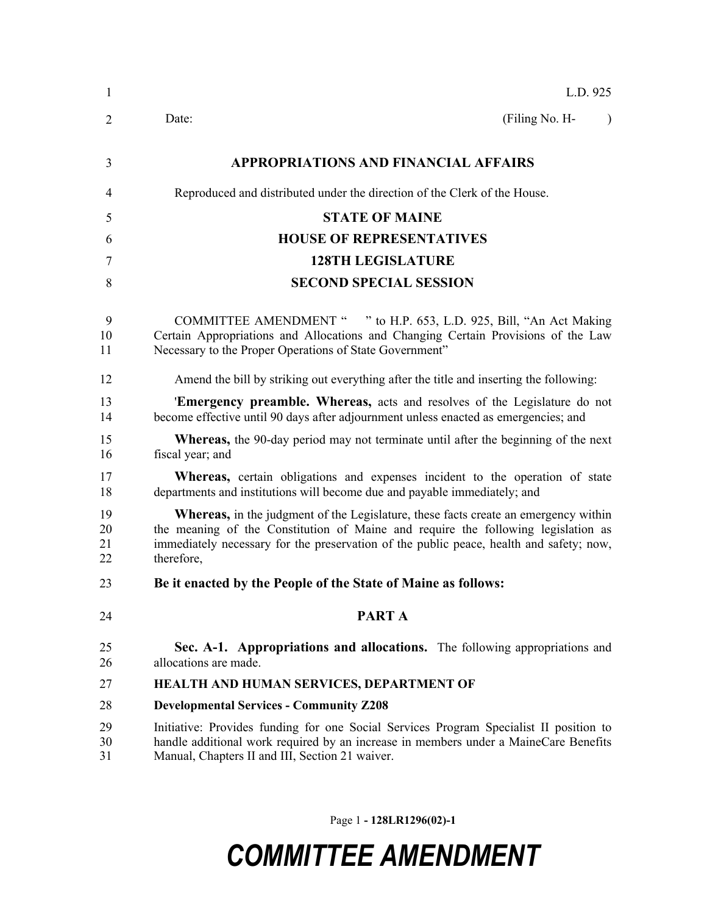L.D. 925

Date: (Filing No. H- )

# APPROPRIATIONS AND FINANCIAL AFFAIRS

Reproduced and distributed under the direction of the Clerk of the House.

## STATE OF MAINE
## HOUSE OF REPRESENTATIVES
## 128TH LEGISLATURE
## SECOND SPECIAL SESSION

COMMITTEE AMENDMENT " " to H.P. 653, L.D. 925, Bill, "An Act Making Certain Appropriations and Allocations and Changing Certain Provisions of the Law Necessary to the Proper Operations of State Government"

Amend the bill by striking out everything after the title and inserting the following:

'**Emergency preamble. Whereas,** acts and resolves of the Legislature do not become effective until 90 days after adjournment unless enacted as emergencies; and

**Whereas,** the 90-day period may not terminate until after the beginning of the next fiscal year; and

**Whereas,** certain obligations and expenses incident to the operation of state departments and institutions will become due and payable immediately; and

**Whereas,** in the judgment of the Legislature, these facts create an emergency within the meaning of the Constitution of Maine and require the following legislation as immediately necessary for the preservation of the public peace, health and safety; now, therefore,

**Be it enacted by the People of the State of Maine as follows:**

## PART A

**Sec. A-1. Appropriations and allocations.** The following appropriations and allocations are made.

**HEALTH AND HUMAN SERVICES, DEPARTMENT OF**

**Developmental Services - Community Z208**

Initiative: Provides funding for one Social Services Program Specialist II position to handle additional work required by an increase in members under a MaineCare Benefits Manual, Chapters II and III, Section 21 waiver.

# COMMITTEE AMENDMENT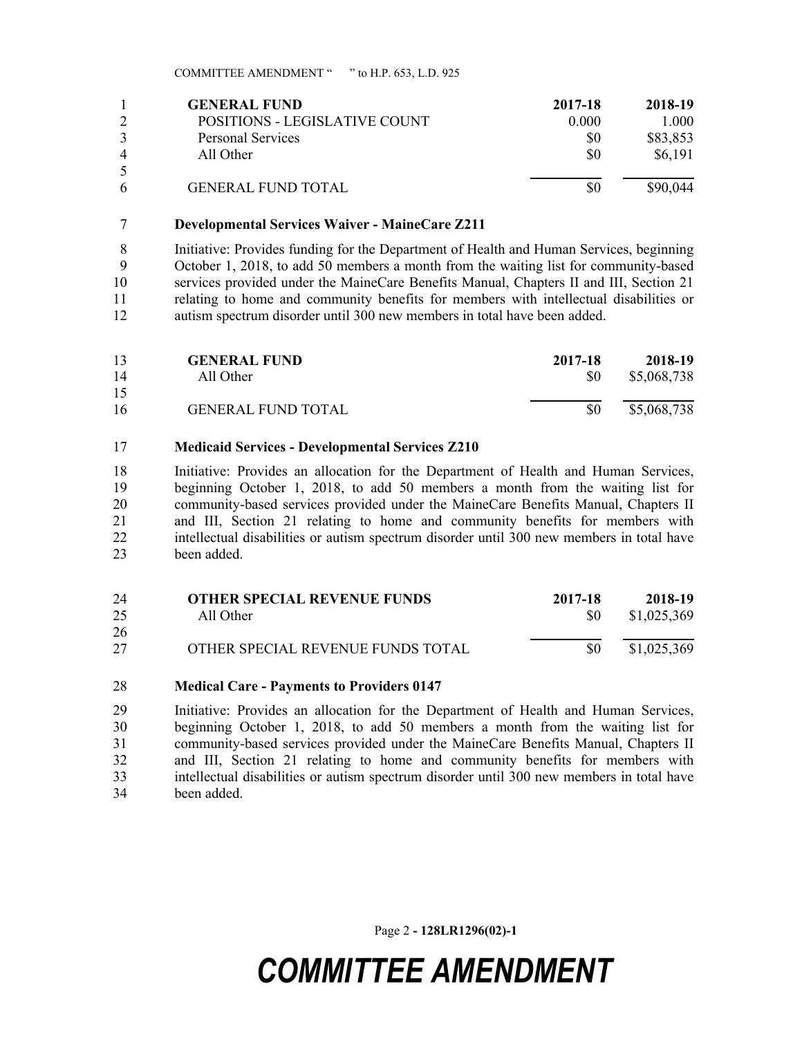| GENERAL FUND | 2017-18 | 2018-19 |
|---|---|---|
| POSITIONS - LEGISLATIVE COUNT | 0.000 | 1.000 |
| Personal Services | $0 | $83,853 |
| All Other | $0 | $6,191 |
| GENERAL FUND TOTAL | $0 | $90,044 |

**Developmental Services Waiver - MaineCare Z211**

Initiative: Provides funding for the Department of Health and Human Services, beginning October 1, 2018, to add 50 members a month from the waiting list for community-based services provided under the MaineCare Benefits Manual, Chapters II and III, Section 21 relating to home and community benefits for members with intellectual disabilities or autism spectrum disorder until 300 new members in total have been added.

| GENERAL FUND | 2017-18 | 2018-19 |
|---|---|---|
| All Other | $0 | $5,068,738 |
| GENERAL FUND TOTAL | $0 | $5,068,738 |

**Medicaid Services - Developmental Services Z210**

Initiative: Provides an allocation for the Department of Health and Human Services, beginning October 1, 2018, to add 50 members a month from the waiting list for community-based services provided under the MaineCare Benefits Manual, Chapters II and III, Section 21 relating to home and community benefits for members with intellectual disabilities or autism spectrum disorder until 300 new members in total have been added.

| OTHER SPECIAL REVENUE FUNDS | 2017-18 | 2018-19 |
|---|---|---|
| All Other | $0 | $1,025,369 |
| OTHER SPECIAL REVENUE FUNDS TOTAL | $0 | $1,025,369 |

**Medical Care - Payments to Providers 0147**

Initiative: Provides an allocation for the Department of Health and Human Services, beginning October 1, 2018, to add 50 members a month from the waiting list for community-based services provided under the MaineCare Benefits Manual, Chapters II and III, Section 21 relating to home and community benefits for members with intellectual disabilities or autism spectrum disorder until 300 new members in total have been added.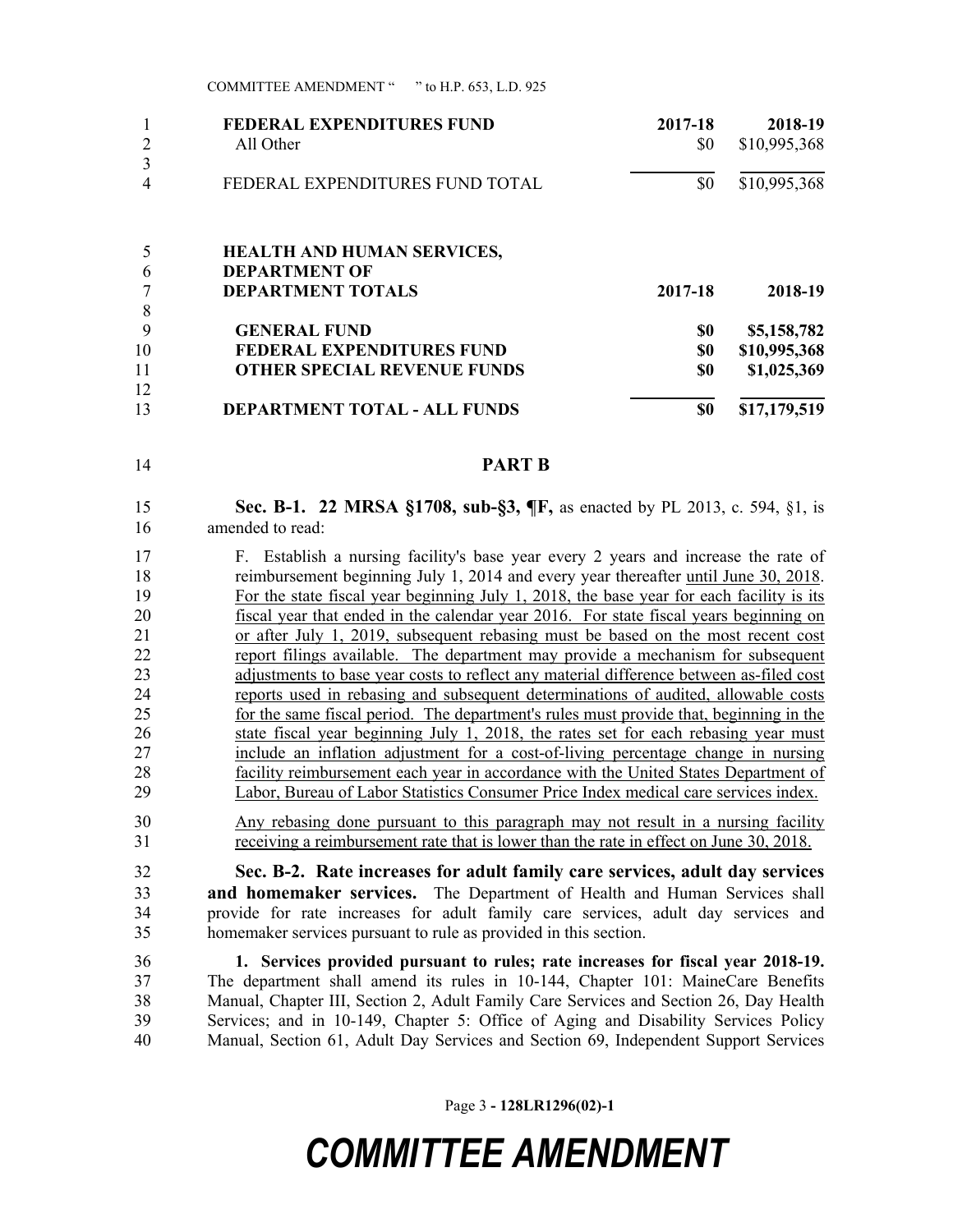| FEDERAL EXPENDITURES FUND | 2017-18 | 2018-19 |
|---|---|---|
| All Other | $0 | $10,995,368 |
| FEDERAL EXPENDITURES FUND TOTAL | $0 | $10,995,368 |

| HEALTH AND HUMAN SERVICES, DEPARTMENT OF DEPARTMENT TOTALS | 2017-18 | 2018-19 |
|---|---|---|
| **GENERAL FUND** | **$0** | **$5,158,782** |
| **FEDERAL EXPENDITURES FUND** | **$0** | **$10,995,368** |
| **OTHER SPECIAL REVENUE FUNDS** | **$0** | **$1,025,369** |
| **DEPARTMENT TOTAL - ALL FUNDS** | **$0** | **$17,179,519** |

## PART B

**Sec. B-1. 22 MRSA §1708, sub-§3, ¶F,** as enacted by PL 2013, c. 594, §1, is amended to read:

F. Establish a nursing facility's base year every 2 years and increase the rate of reimbursement beginning July 1, 2014 and every year thereafter until June 30, 2018. For the state fiscal year beginning July 1, 2018, the base year for each facility is its fiscal year that ended in the calendar year 2016. For state fiscal years beginning on or after July 1, 2019, subsequent rebasing must be based on the most recent cost report filings available. The department may provide a mechanism for subsequent adjustments to base year costs to reflect any material difference between as-filed cost reports used in rebasing and subsequent determinations of audited, allowable costs for the same fiscal period. The department's rules must provide that, beginning in the state fiscal year beginning July 1, 2018, the rates set for each rebasing year must include an inflation adjustment for a cost-of-living percentage change in nursing facility reimbursement each year in accordance with the United States Department of Labor, Bureau of Labor Statistics Consumer Price Index medical care services index.

Any rebasing done pursuant to this paragraph may not result in a nursing facility receiving a reimbursement rate that is lower than the rate in effect on June 30, 2018.

**Sec. B-2. Rate increases for adult family care services, adult day services and homemaker services.** The Department of Health and Human Services shall provide for rate increases for adult family care services, adult day services and homemaker services pursuant to rule as provided in this section.

**1. Services provided pursuant to rules; rate increases for fiscal year 2018-19.** The department shall amend its rules in 10-144, Chapter 101: MaineCare Benefits Manual, Chapter III, Section 2, Adult Family Care Services and Section 26, Day Health Services; and in 10-149, Chapter 5: Office of Aging and Disability Services Policy Manual, Section 61, Adult Day Services and Section 69, Independent Support Services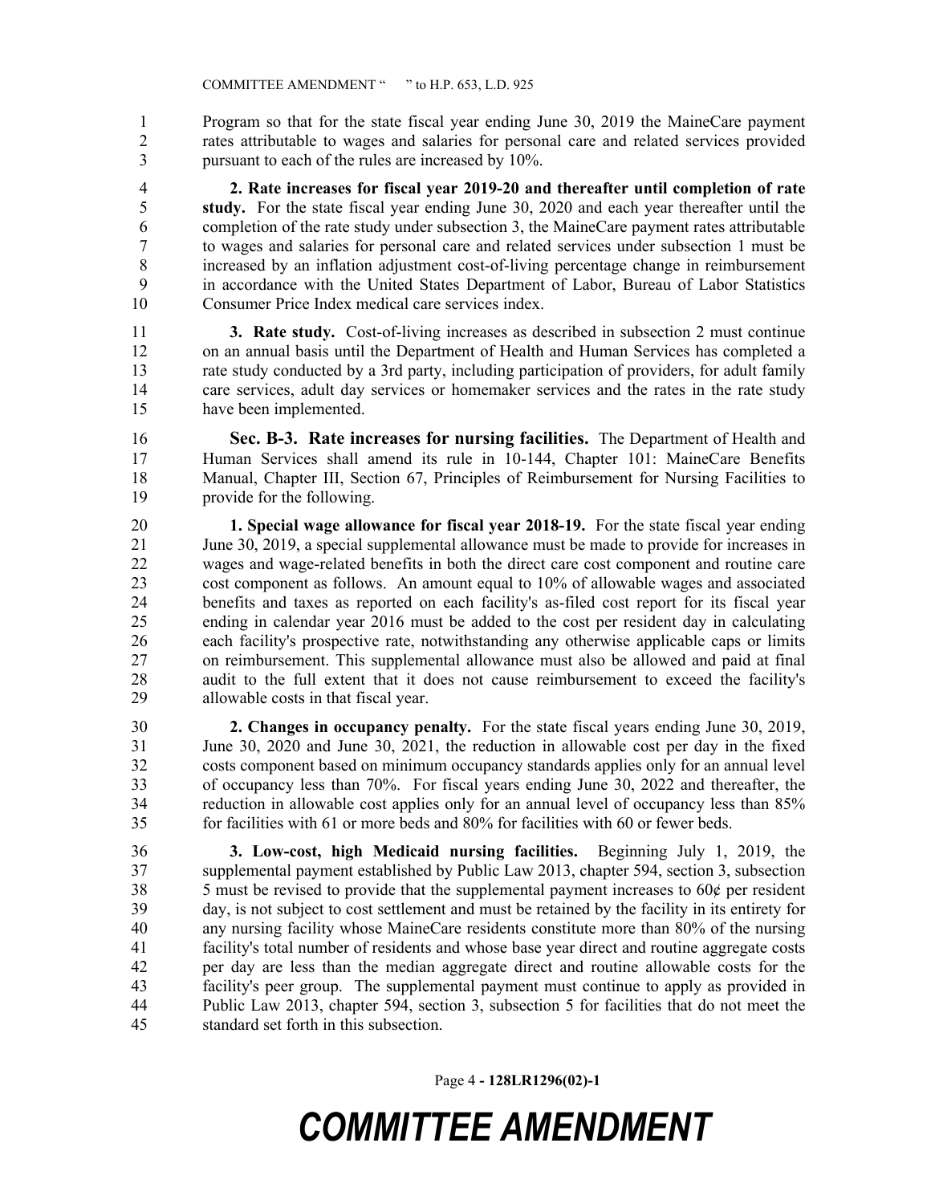Program so that for the state fiscal year ending June 30, 2019 the MaineCare payment rates attributable to wages and salaries for personal care and related services provided pursuant to each of the rules are increased by 10%.

**2. Rate increases for fiscal year 2019-20 and thereafter until completion of rate study.** For the state fiscal year ending June 30, 2020 and each year thereafter until the completion of the rate study under subsection 3, the MaineCare payment rates attributable to wages and salaries for personal care and related services under subsection 1 must be increased by an inflation adjustment cost-of-living percentage change in reimbursement in accordance with the United States Department of Labor, Bureau of Labor Statistics Consumer Price Index medical care services index.

**3. Rate study.** Cost-of-living increases as described in subsection 2 must continue on an annual basis until the Department of Health and Human Services has completed a rate study conducted by a 3rd party, including participation of providers, for adult family care services, adult day services or homemaker services and the rates in the rate study have been implemented.

**Sec. B-3. Rate increases for nursing facilities.** The Department of Health and Human Services shall amend its rule in 10-144, Chapter 101: MaineCare Benefits Manual, Chapter III, Section 67, Principles of Reimbursement for Nursing Facilities to provide for the following.

**1. Special wage allowance for fiscal year 2018-19.** For the state fiscal year ending June 30, 2019, a special supplemental allowance must be made to provide for increases in wages and wage-related benefits in both the direct care cost component and routine care cost component as follows. An amount equal to 10% of allowable wages and associated benefits and taxes as reported on each facility's as-filed cost report for its fiscal year ending in calendar year 2016 must be added to the cost per resident day in calculating each facility's prospective rate, notwithstanding any otherwise applicable caps or limits on reimbursement. This supplemental allowance must also be allowed and paid at final audit to the full extent that it does not cause reimbursement to exceed the facility's allowable costs in that fiscal year.

**2. Changes in occupancy penalty.** For the state fiscal years ending June 30, 2019, June 30, 2020 and June 30, 2021, the reduction in allowable cost per day in the fixed costs component based on minimum occupancy standards applies only for an annual level of occupancy less than 70%. For fiscal years ending June 30, 2022 and thereafter, the reduction in allowable cost applies only for an annual level of occupancy less than 85% for facilities with 61 or more beds and 80% for facilities with 60 or fewer beds.

**3. Low-cost, high Medicaid nursing facilities.** Beginning July 1, 2019, the supplemental payment established by Public Law 2013, chapter 594, section 3, subsection 5 must be revised to provide that the supplemental payment increases to 60¢ per resident day, is not subject to cost settlement and must be retained by the facility in its entirety for any nursing facility whose MaineCare residents constitute more than 80% of the nursing facility's total number of residents and whose base year direct and routine aggregate costs per day are less than the median aggregate direct and routine allowable costs for the facility's peer group. The supplemental payment must continue to apply as provided in Public Law 2013, chapter 594, section 3, subsection 5 for facilities that do not meet the standard set forth in this subsection.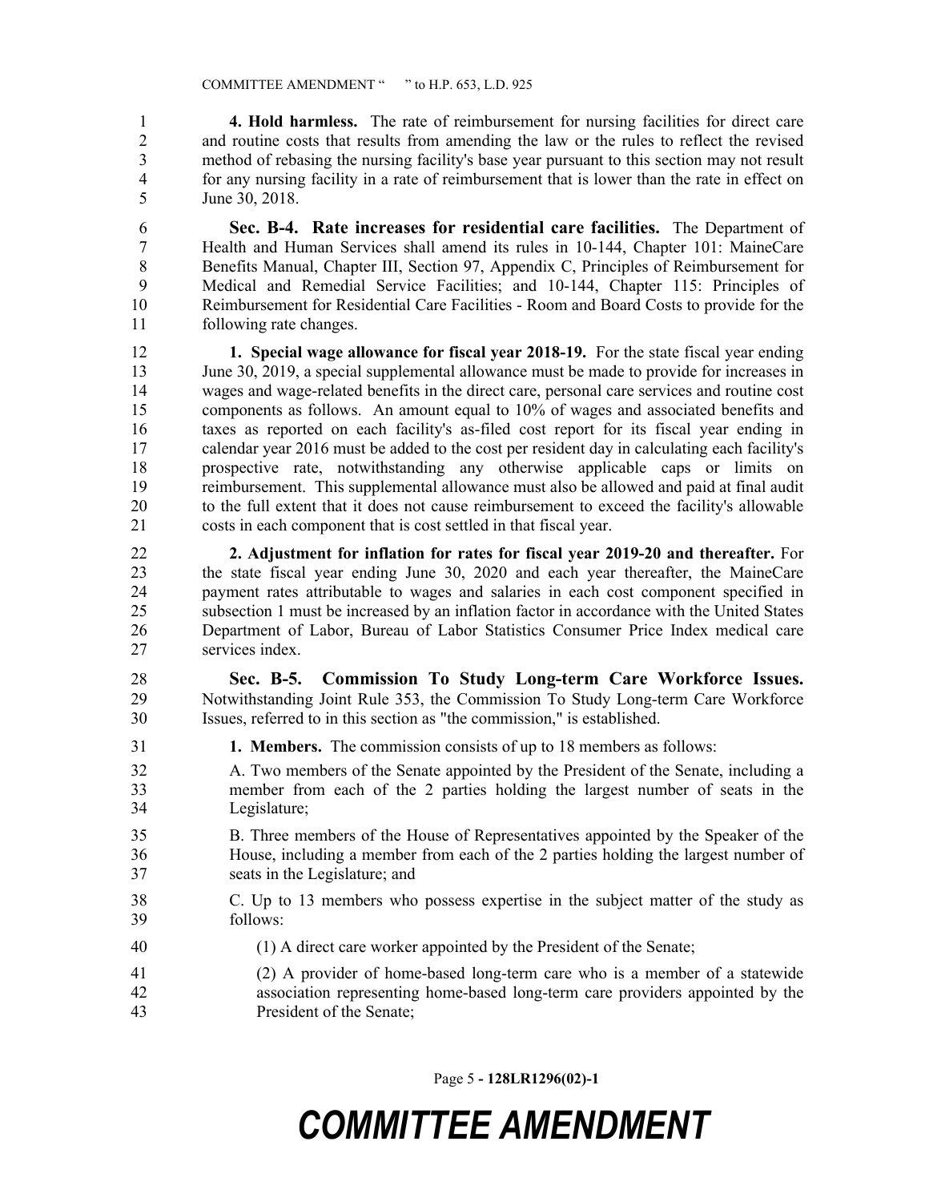**4. Hold harmless.** The rate of reimbursement for nursing facilities for direct care and routine costs that results from amending the law or the rules to reflect the revised method of rebasing the nursing facility's base year pursuant to this section may not result for any nursing facility in a rate of reimbursement that is lower than the rate in effect on June 30, 2018.

**Sec. B-4. Rate increases for residential care facilities.** The Department of Health and Human Services shall amend its rules in 10-144, Chapter 101: MaineCare Benefits Manual, Chapter III, Section 97, Appendix C, Principles of Reimbursement for Medical and Remedial Service Facilities; and 10-144, Chapter 115: Principles of Reimbursement for Residential Care Facilities - Room and Board Costs to provide for the following rate changes.

**1. Special wage allowance for fiscal year 2018-19.** For the state fiscal year ending June 30, 2019, a special supplemental allowance must be made to provide for increases in wages and wage-related benefits in the direct care, personal care services and routine cost components as follows. An amount equal to 10% of wages and associated benefits and taxes as reported on each facility's as-filed cost report for its fiscal year ending in calendar year 2016 must be added to the cost per resident day in calculating each facility's prospective rate, notwithstanding any otherwise applicable caps or limits on reimbursement. This supplemental allowance must also be allowed and paid at final audit to the full extent that it does not cause reimbursement to exceed the facility's allowable costs in each component that is cost settled in that fiscal year.

**2. Adjustment for inflation for rates for fiscal year 2019-20 and thereafter.** For the state fiscal year ending June 30, 2020 and each year thereafter, the MaineCare payment rates attributable to wages and salaries in each cost component specified in subsection 1 must be increased by an inflation factor in accordance with the United States Department of Labor, Bureau of Labor Statistics Consumer Price Index medical care services index.

**Sec. B-5. Commission To Study Long-term Care Workforce Issues.** Notwithstanding Joint Rule 353, the Commission To Study Long-term Care Workforce Issues, referred to in this section as "the commission," is established.

**1. Members.** The commission consists of up to 18 members as follows:

A. Two members of the Senate appointed by the President of the Senate, including a member from each of the 2 parties holding the largest number of seats in the Legislature;

B. Three members of the House of Representatives appointed by the Speaker of the House, including a member from each of the 2 parties holding the largest number of seats in the Legislature; and

C. Up to 13 members who possess expertise in the subject matter of the study as follows:

(1) A direct care worker appointed by the President of the Senate;

(2) A provider of home-based long-term care who is a member of a statewide association representing home-based long-term care providers appointed by the President of the Senate;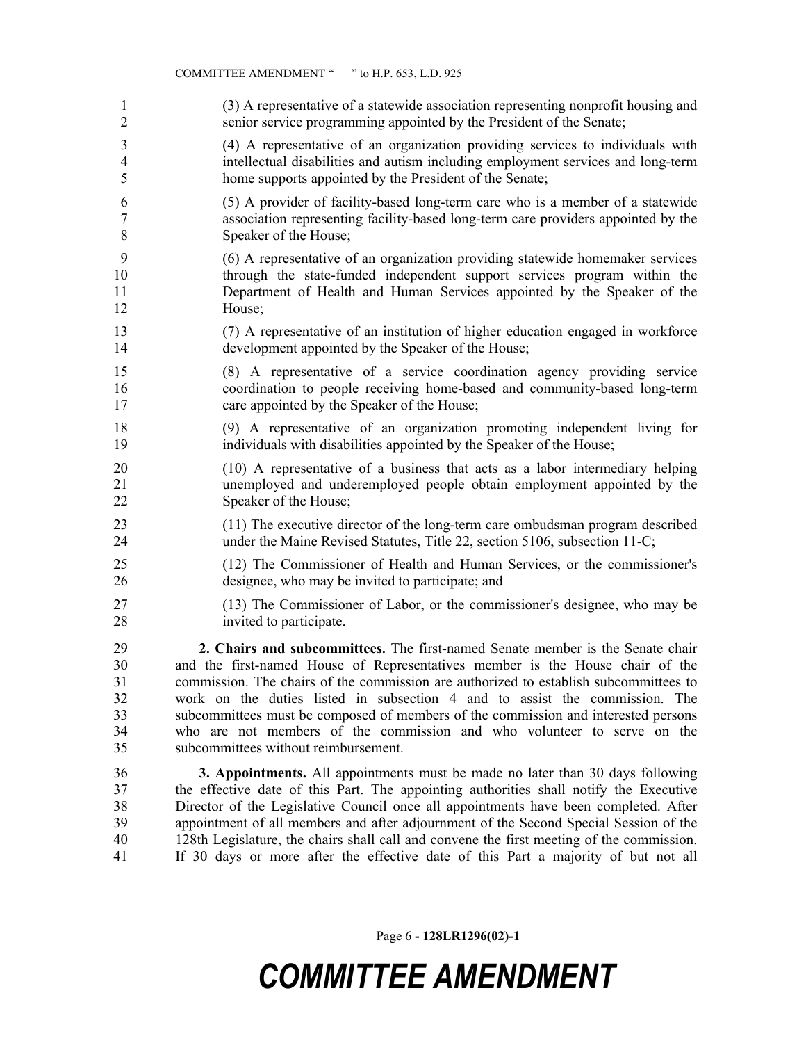(3) A representative of a statewide association representing nonprofit housing and senior service programming appointed by the President of the Senate;

(4) A representative of an organization providing services to individuals with intellectual disabilities and autism including employment services and long-term home supports appointed by the President of the Senate;

(5) A provider of facility-based long-term care who is a member of a statewide association representing facility-based long-term care providers appointed by the Speaker of the House;

(6) A representative of an organization providing statewide homemaker services through the state-funded independent support services program within the Department of Health and Human Services appointed by the Speaker of the House;

(7) A representative of an institution of higher education engaged in workforce development appointed by the Speaker of the House;

(8) A representative of a service coordination agency providing service coordination to people receiving home-based and community-based long-term care appointed by the Speaker of the House;

(9) A representative of an organization promoting independent living for individuals with disabilities appointed by the Speaker of the House;

(10) A representative of a business that acts as a labor intermediary helping unemployed and underemployed people obtain employment appointed by the Speaker of the House;

(11) The executive director of the long-term care ombudsman program described under the Maine Revised Statutes, Title 22, section 5106, subsection 11-C;

(12) The Commissioner of Health and Human Services, or the commissioner's designee, who may be invited to participate; and

(13) The Commissioner of Labor, or the commissioner's designee, who may be invited to participate.

**2. Chairs and subcommittees.** The first-named Senate member is the Senate chair and the first-named House of Representatives member is the House chair of the commission. The chairs of the commission are authorized to establish subcommittees to work on the duties listed in subsection 4 and to assist the commission. The subcommittees must be composed of members of the commission and interested persons who are not members of the commission and who volunteer to serve on the subcommittees without reimbursement.

**3. Appointments.** All appointments must be made no later than 30 days following the effective date of this Part. The appointing authorities shall notify the Executive Director of the Legislative Council once all appointments have been completed. After appointment of all members and after adjournment of the Second Special Session of the 128th Legislature, the chairs shall call and convene the first meeting of the commission. If 30 days or more after the effective date of this Part a majority of but not all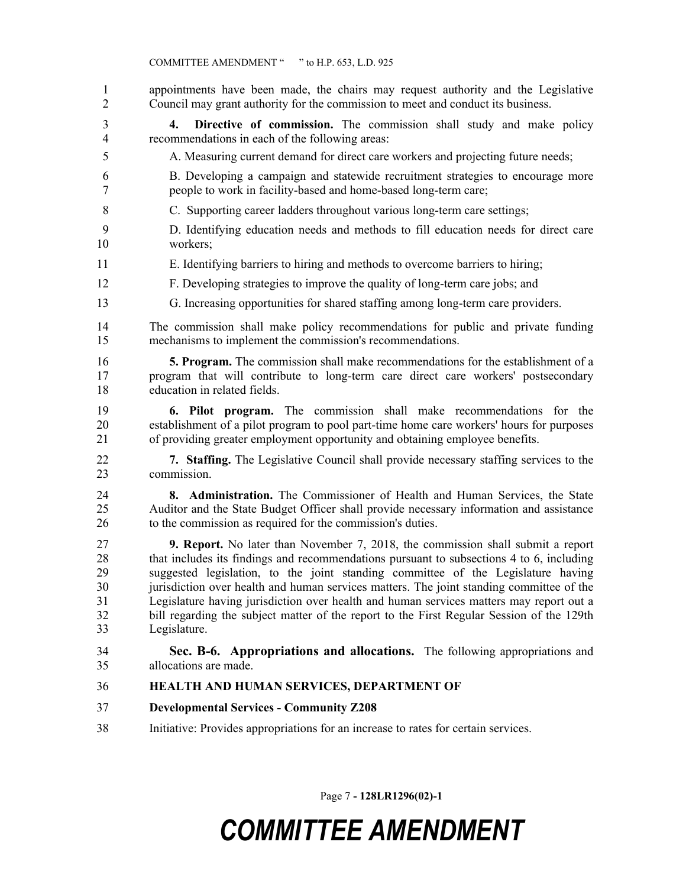appointments have been made, the chairs may request authority and the Legislative Council may grant authority for the commission to meet and conduct its business.

**4. Directive of commission.** The commission shall study and make policy recommendations in each of the following areas:

A. Measuring current demand for direct care workers and projecting future needs;

B. Developing a campaign and statewide recruitment strategies to encourage more people to work in facility-based and home-based long-term care;

C. Supporting career ladders throughout various long-term care settings;

D. Identifying education needs and methods to fill education needs for direct care workers;

E. Identifying barriers to hiring and methods to overcome barriers to hiring;

F. Developing strategies to improve the quality of long-term care jobs; and

G. Increasing opportunities for shared staffing among long-term care providers.

The commission shall make policy recommendations for public and private funding mechanisms to implement the commission's recommendations.

**5. Program.** The commission shall make recommendations for the establishment of a program that will contribute to long-term care direct care workers' postsecondary education in related fields.

**6. Pilot program.** The commission shall make recommendations for the establishment of a pilot program to pool part-time home care workers' hours for purposes of providing greater employment opportunity and obtaining employee benefits.

**7. Staffing.** The Legislative Council shall provide necessary staffing services to the commission.

**8. Administration.** The Commissioner of Health and Human Services, the State Auditor and the State Budget Officer shall provide necessary information and assistance to the commission as required for the commission's duties.

**9. Report.** No later than November 7, 2018, the commission shall submit a report that includes its findings and recommendations pursuant to subsections 4 to 6, including suggested legislation, to the joint standing committee of the Legislature having jurisdiction over health and human services matters. The joint standing committee of the Legislature having jurisdiction over health and human services matters may report out a bill regarding the subject matter of the report to the First Regular Session of the 129th Legislature.

**Sec. B-6. Appropriations and allocations.** The following appropriations and allocations are made.

**HEALTH AND HUMAN SERVICES, DEPARTMENT OF**

**Developmental Services - Community Z208**

Initiative: Provides appropriations for an increase to rates for certain services.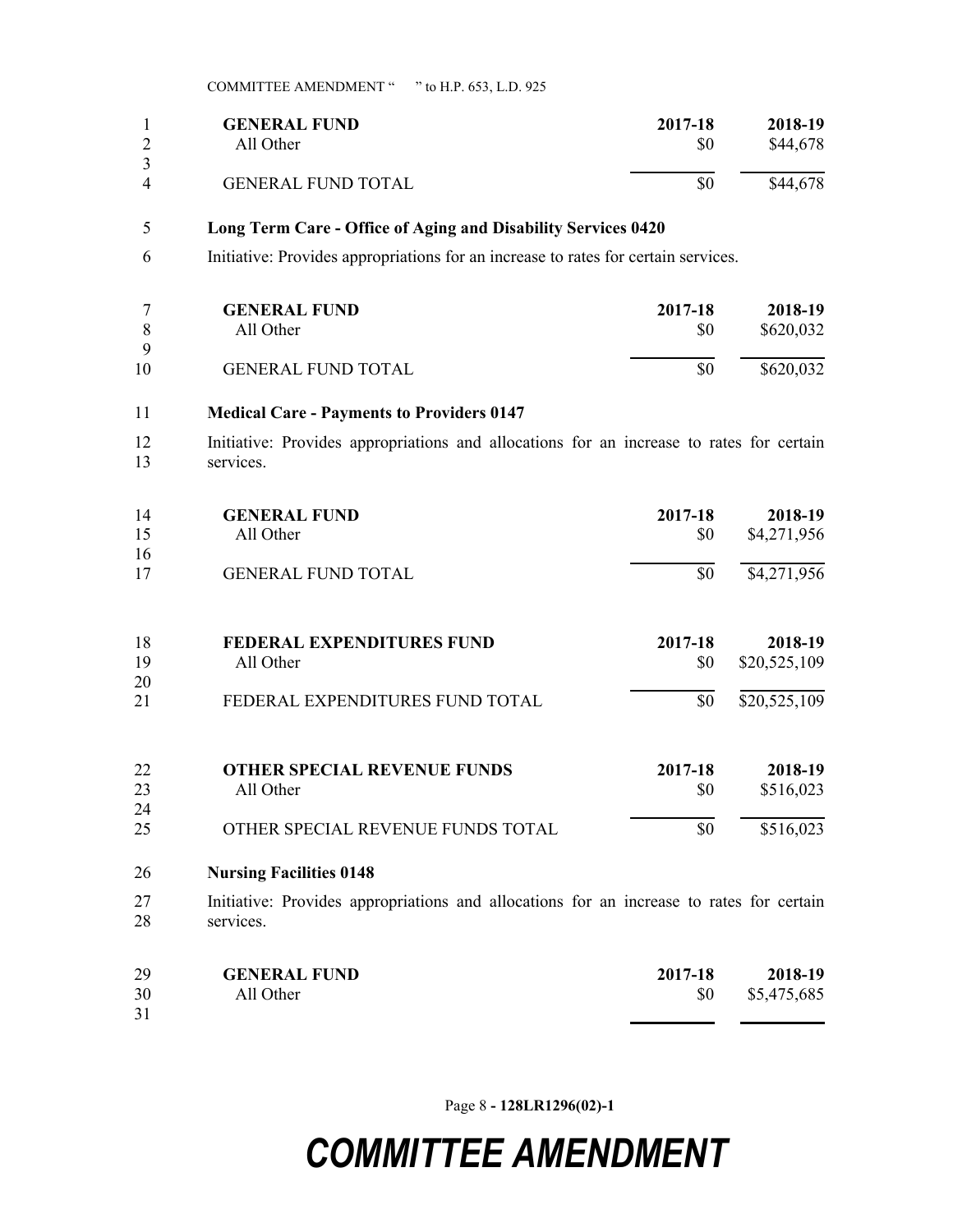| GENERAL FUND | 2017-18 | 2018-19 |
|---|---|---|
| All Other | $0 | $44,678 |
| GENERAL FUND TOTAL | $0 | $44,678 |

**Long Term Care - Office of Aging and Disability Services 0420**

Initiative: Provides appropriations for an increase to rates for certain services.

| GENERAL FUND | 2017-18 | 2018-19 |
|---|---|---|
| All Other | $0 | $620,032 |
| GENERAL FUND TOTAL | $0 | $620,032 |

**Medical Care - Payments to Providers 0147**

Initiative: Provides appropriations and allocations for an increase to rates for certain services.

| GENERAL FUND | 2017-18 | 2018-19 |
|---|---|---|
| All Other | $0 | $4,271,956 |
| GENERAL FUND TOTAL | $0 | $4,271,956 |

| FEDERAL EXPENDITURES FUND | 2017-18 | 2018-19 |
|---|---|---|
| All Other | $0 | $20,525,109 |
| FEDERAL EXPENDITURES FUND TOTAL | $0 | $20,525,109 |

| OTHER SPECIAL REVENUE FUNDS | 2017-18 | 2018-19 |
|---|---|---|
| All Other | $0 | $516,023 |
| OTHER SPECIAL REVENUE FUNDS TOTAL | $0 | $516,023 |

**Nursing Facilities 0148**

Initiative: Provides appropriations and allocations for an increase to rates for certain services.

| GENERAL FUND | 2017-18 | 2018-19 |
|---|---|---|
| All Other | $0 | $5,475,685 |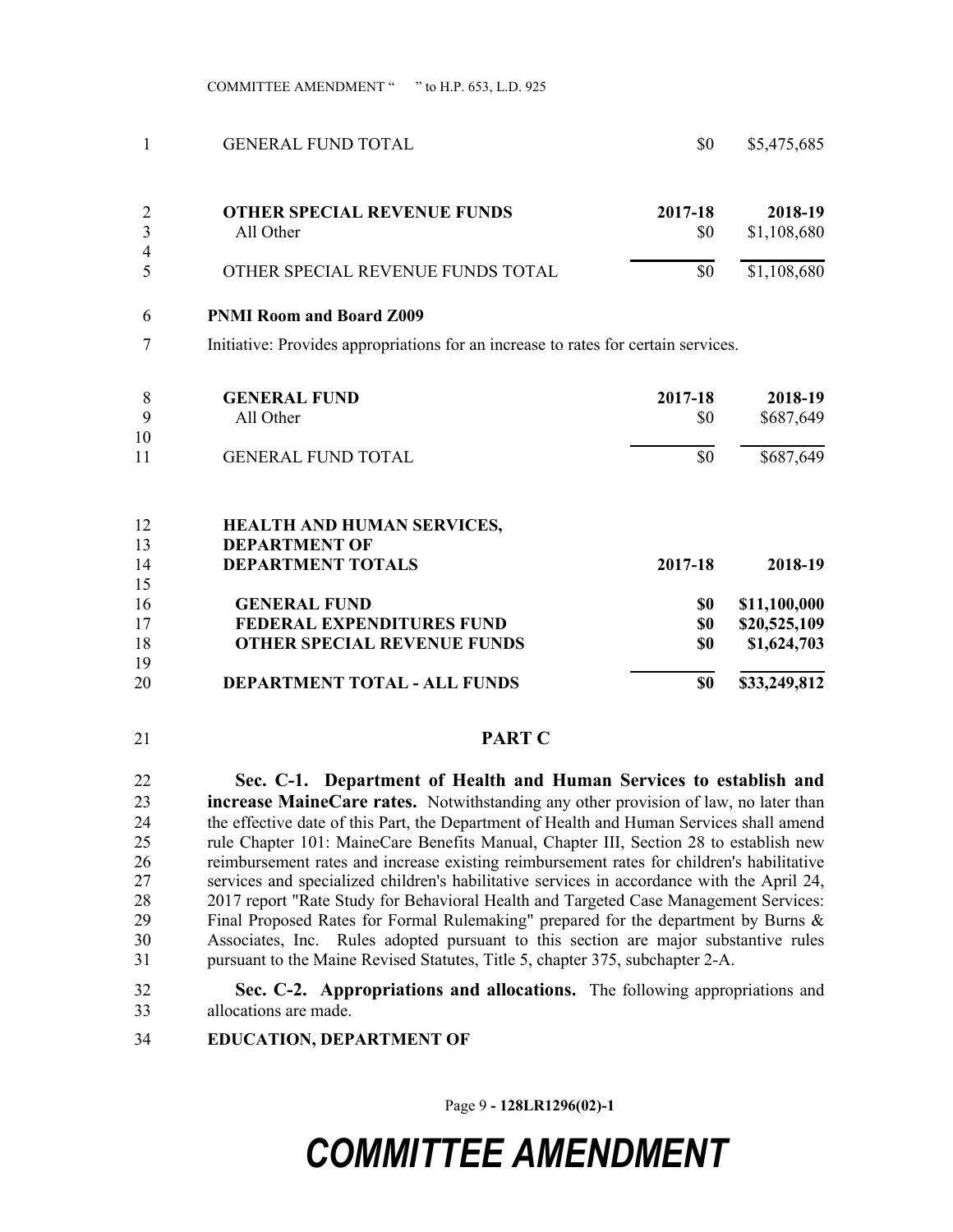| | | |
|---|---|---|
| GENERAL FUND TOTAL | \$0 | \$5,475,685 |

| OTHER SPECIAL REVENUE FUNDS | 2017-18 | 2018-19 |
|---|---|---|
| All Other | \$0 | \$1,108,680 |
| OTHER SPECIAL REVENUE FUNDS TOTAL | \$0 | \$1,108,680 |

**PNMI Room and Board Z009**

Initiative: Provides appropriations for an increase to rates for certain services.

| GENERAL FUND | 2017-18 | 2018-19 |
|---|---|---|
| All Other | \$0 | \$687,649 |
| GENERAL FUND TOTAL | \$0 | \$687,649 |

| HEALTH AND HUMAN SERVICES, DEPARTMENT OF DEPARTMENT TOTALS | 2017-18 | 2018-19 |
|---|---|---|
| **GENERAL FUND** | **\$0** | **\$11,100,000** |
| **FEDERAL EXPENDITURES FUND** | **\$0** | **\$20,525,109** |
| **OTHER SPECIAL REVENUE FUNDS** | **\$0** | **\$1,624,703** |
| **DEPARTMENT TOTAL - ALL FUNDS** | **\$0** | **\$33,249,812** |

## PART C

**Sec. C-1. Department of Health and Human Services to establish and increase MaineCare rates.** Notwithstanding any other provision of law, no later than the effective date of this Part, the Department of Health and Human Services shall amend rule Chapter 101: MaineCare Benefits Manual, Chapter III, Section 28 to establish new reimbursement rates and increase existing reimbursement rates for children's habilitative services and specialized children's habilitative services in accordance with the April 24, 2017 report "Rate Study for Behavioral Health and Targeted Case Management Services: Final Proposed Rates for Formal Rulemaking" prepared for the department by Burns & Associates, Inc. Rules adopted pursuant to this section are major substantive rules pursuant to the Maine Revised Statutes, Title 5, chapter 375, subchapter 2-A.

**Sec. C-2. Appropriations and allocations.** The following appropriations and allocations are made.

**EDUCATION, DEPARTMENT OF**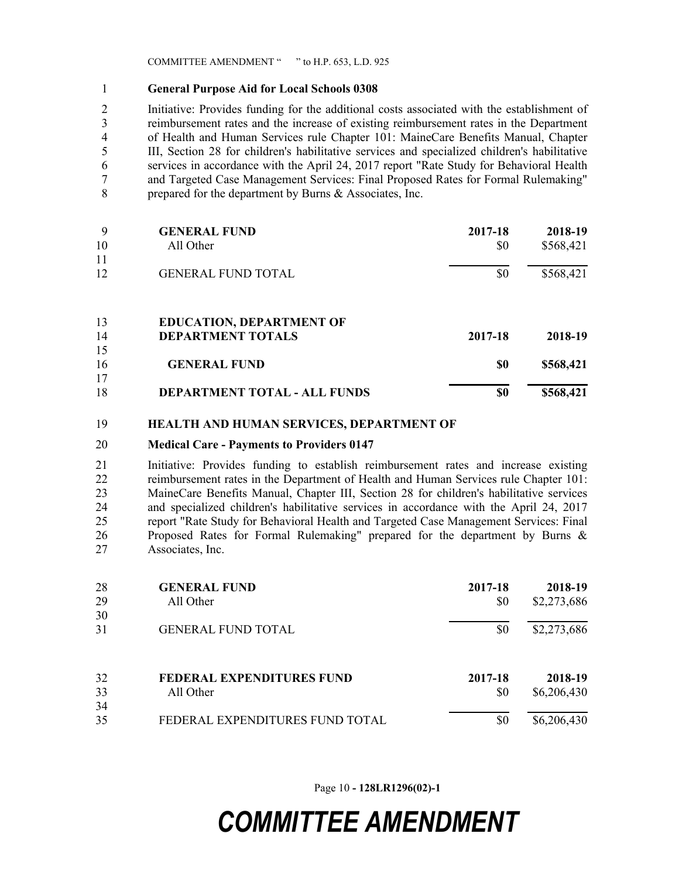**General Purpose Aid for Local Schools 0308**

Initiative: Provides funding for the additional costs associated with the establishment of reimbursement rates and the increase of existing reimbursement rates in the Department of Health and Human Services rule Chapter 101: MaineCare Benefits Manual, Chapter III, Section 28 for children's habilitative services and specialized children's habilitative services in accordance with the April 24, 2017 report "Rate Study for Behavioral Health and Targeted Case Management Services: Final Proposed Rates for Formal Rulemaking" prepared for the department by Burns & Associates, Inc.

| **GENERAL FUND** | **2017-18** | **2018-19** |
|---|---|---|
| All Other | $0 | $568,421 |
| GENERAL FUND TOTAL | $0 | $568,421 |

| **EDUCATION, DEPARTMENT OF DEPARTMENT TOTALS** | **2017-18** | **2018-19** |
|---|---|---|
| **GENERAL FUND** | **$0** | **$568,421** |
| **DEPARTMENT TOTAL - ALL FUNDS** | **$0** | **$568,421** |

**HEALTH AND HUMAN SERVICES, DEPARTMENT OF**

**Medical Care - Payments to Providers 0147**

Initiative: Provides funding to establish reimbursement rates and increase existing reimbursement rates in the Department of Health and Human Services rule Chapter 101: MaineCare Benefits Manual, Chapter III, Section 28 for children's habilitative services and specialized children's habilitative services in accordance with the April 24, 2017 report "Rate Study for Behavioral Health and Targeted Case Management Services: Final Proposed Rates for Formal Rulemaking" prepared for the department by Burns & Associates, Inc.

| **GENERAL FUND** | **2017-18** | **2018-19** |
|---|---|---|
| All Other | $0 | $2,273,686 |
| GENERAL FUND TOTAL | $0 | $2,273,686 |

| **FEDERAL EXPENDITURES FUND** | **2017-18** | **2018-19** |
|---|---|---|
| All Other | $0 | $6,206,430 |
| FEDERAL EXPENDITURES FUND TOTAL | $0 | $6,206,430 |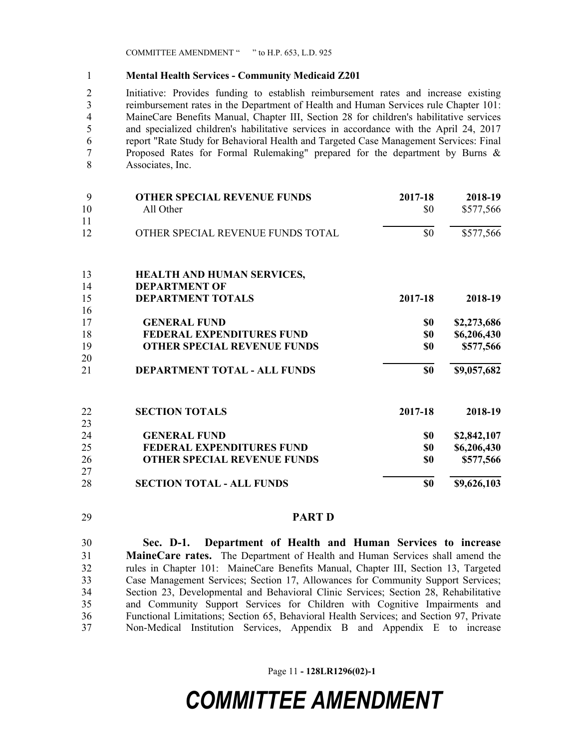**Mental Health Services - Community Medicaid Z201**

Initiative: Provides funding to establish reimbursement rates and increase existing reimbursement rates in the Department of Health and Human Services rule Chapter 101: MaineCare Benefits Manual, Chapter III, Section 28 for children's habilitative services and specialized children's habilitative services in accordance with the April 24, 2017 report "Rate Study for Behavioral Health and Targeted Case Management Services: Final Proposed Rates for Formal Rulemaking" prepared for the department by Burns & Associates, Inc.

| OTHER SPECIAL REVENUE FUNDS | 2017-18 | 2018-19 |
|---|---|---|
| All Other | $0 | $577,566 |
| OTHER SPECIAL REVENUE FUNDS TOTAL | $0 | $577,566 |

| HEALTH AND HUMAN SERVICES, DEPARTMENT OF DEPARTMENT TOTALS | 2017-18 | 2018-19 |
|---|---|---|
| **GENERAL FUND** | **$0** | **$2,273,686** |
| **FEDERAL EXPENDITURES FUND** | **$0** | **$6,206,430** |
| **OTHER SPECIAL REVENUE FUNDS** | **$0** | **$577,566** |
| **DEPARTMENT TOTAL - ALL FUNDS** | **$0** | **$9,057,682** |

| SECTION TOTALS | 2017-18 | 2018-19 |
|---|---|---|
| **GENERAL FUND** | **$0** | **$2,842,107** |
| **FEDERAL EXPENDITURES FUND** | **$0** | **$6,206,430** |
| **OTHER SPECIAL REVENUE FUNDS** | **$0** | **$577,566** |
| **SECTION TOTAL - ALL FUNDS** | **$0** | **$9,626,103** |

## PART D

**Sec. D-1. Department of Health and Human Services to increase MaineCare rates.** The Department of Health and Human Services shall amend the rules in Chapter 101: MaineCare Benefits Manual, Chapter III, Section 13, Targeted Case Management Services; Section 17, Allowances for Community Support Services; Section 23, Developmental and Behavioral Clinic Services; Section 28, Rehabilitative and Community Support Services for Children with Cognitive Impairments and Functional Limitations; Section 65, Behavioral Health Services; and Section 97, Private Non-Medical Institution Services, Appendix B and Appendix E to increase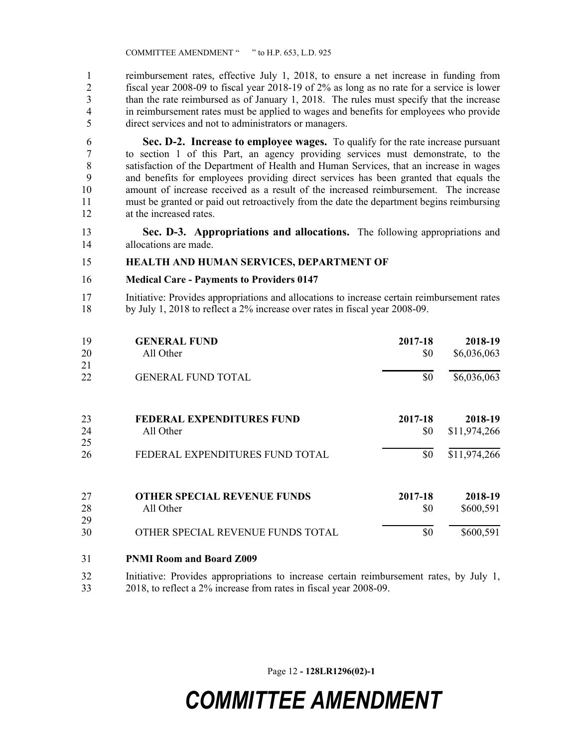reimbursement rates, effective July 1, 2018, to ensure a net increase in funding from fiscal year 2008-09 to fiscal year 2018-19 of 2% as long as no rate for a service is lower than the rate reimbursed as of January 1, 2018. The rules must specify that the increase in reimbursement rates must be applied to wages and benefits for employees who provide direct services and not to administrators or managers.

**Sec. D-2. Increase to employee wages.** To qualify for the rate increase pursuant to section 1 of this Part, an agency providing services must demonstrate, to the satisfaction of the Department of Health and Human Services, that an increase in wages and benefits for employees providing direct services has been granted that equals the amount of increase received as a result of the increased reimbursement. The increase must be granted or paid out retroactively from the date the department begins reimbursing at the increased rates.

**Sec. D-3. Appropriations and allocations.** The following appropriations and allocations are made.

**HEALTH AND HUMAN SERVICES, DEPARTMENT OF**

**Medical Care - Payments to Providers 0147**

Initiative: Provides appropriations and allocations to increase certain reimbursement rates by July 1, 2018 to reflect a 2% increase over rates in fiscal year 2008-09.

| **GENERAL FUND** | **2017-18** | **2018-19** |
|---|---|---|
| All Other | $0 | $6,036,063 |
| GENERAL FUND TOTAL | $0 | $6,036,063 |

| **FEDERAL EXPENDITURES FUND** | **2017-18** | **2018-19** |
|---|---|---|
| All Other | $0 | $11,974,266 |
| FEDERAL EXPENDITURES FUND TOTAL | $0 | $11,974,266 |

| **OTHER SPECIAL REVENUE FUNDS** | **2017-18** | **2018-19** |
|---|---|---|
| All Other | $0 | $600,591 |
| OTHER SPECIAL REVENUE FUNDS TOTAL | $0 | $600,591 |

**PNMI Room and Board Z009**

Initiative: Provides appropriations to increase certain reimbursement rates, by July 1, 2018, to reflect a 2% increase from rates in fiscal year 2008-09.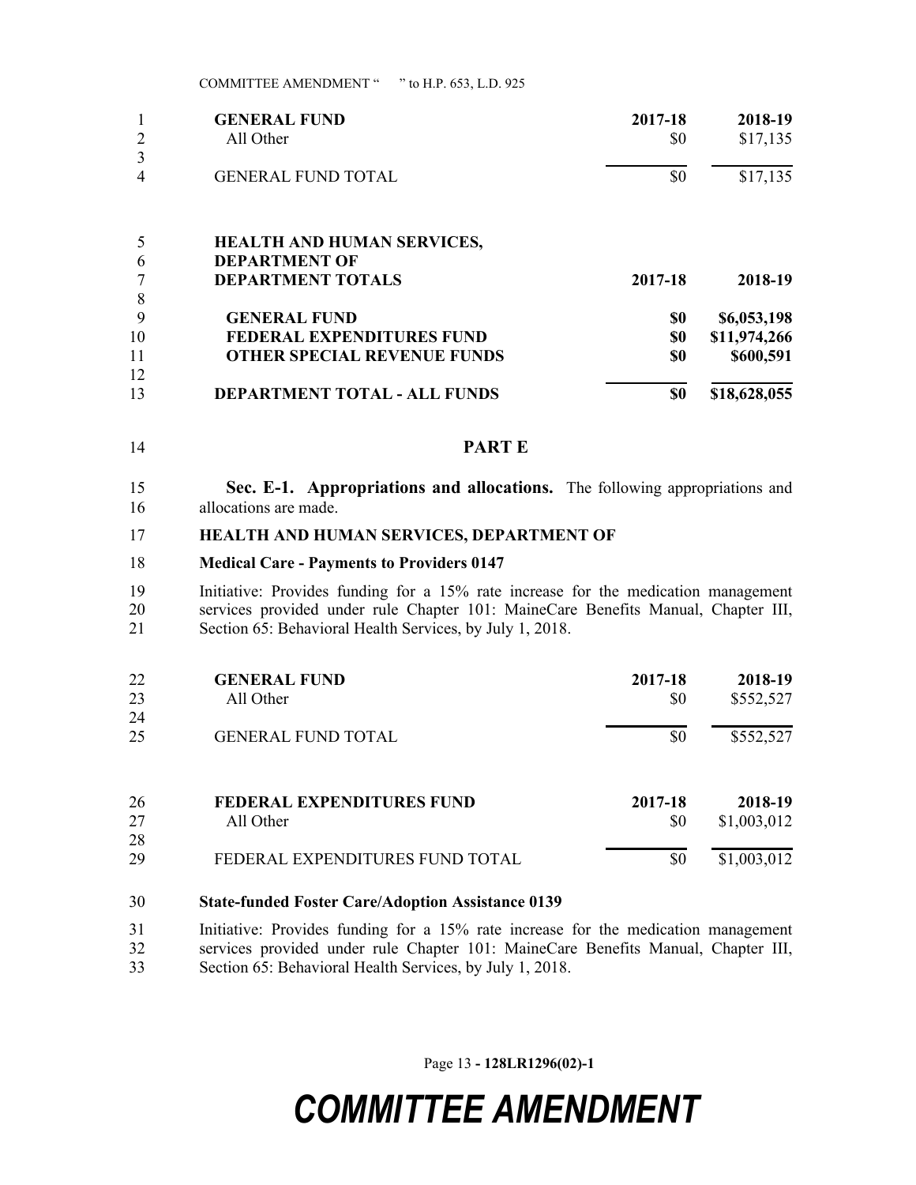| GENERAL FUND | 2017-18 | 2018-19 |
|---|---|---|
| All Other | $0 | $17,135 |
| GENERAL FUND TOTAL | $0 | $17,135 |

**HEALTH AND HUMAN SERVICES, DEPARTMENT OF**

| DEPARTMENT TOTALS | 2017-18 | 2018-19 |
|---|---|---|
| **GENERAL FUND** | **$0** | **$6,053,198** |
| **FEDERAL EXPENDITURES FUND** | **$0** | **$11,974,266** |
| **OTHER SPECIAL REVENUE FUNDS** | **$0** | **$600,591** |
| **DEPARTMENT TOTAL - ALL FUNDS** | **$0** | **$18,628,055** |

## PART E

**Sec. E-1. Appropriations and allocations.** The following appropriations and allocations are made.

**HEALTH AND HUMAN SERVICES, DEPARTMENT OF**

**Medical Care - Payments to Providers 0147**

Initiative: Provides funding for a 15% rate increase for the medication management services provided under rule Chapter 101: MaineCare Benefits Manual, Chapter III, Section 65: Behavioral Health Services, by July 1, 2018.

| GENERAL FUND | 2017-18 | 2018-19 |
|---|---|---|
| All Other | $0 | $552,527 |
| GENERAL FUND TOTAL | $0 | $552,527 |

| FEDERAL EXPENDITURES FUND | 2017-18 | 2018-19 |
|---|---|---|
| All Other | $0 | $1,003,012 |
| FEDERAL EXPENDITURES FUND TOTAL | $0 | $1,003,012 |

**State-funded Foster Care/Adoption Assistance 0139**

Initiative: Provides funding for a 15% rate increase for the medication management services provided under rule Chapter 101: MaineCare Benefits Manual, Chapter III, Section 65: Behavioral Health Services, by July 1, 2018.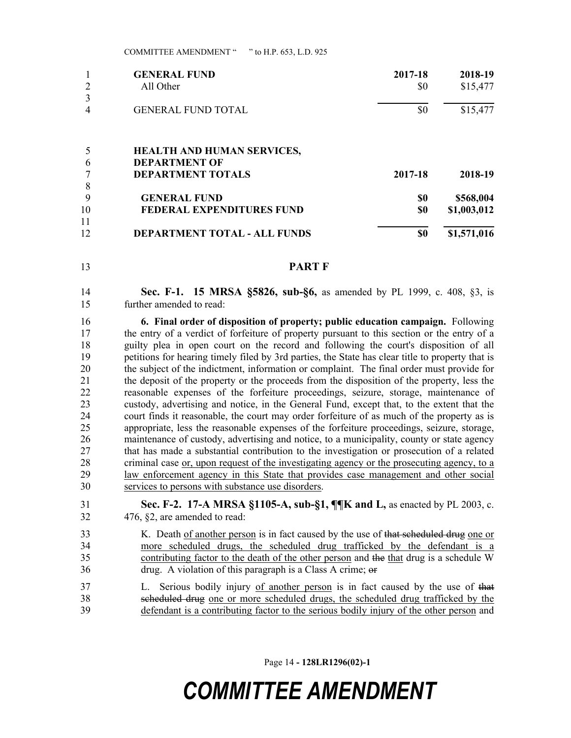| GENERAL FUND | 2017-18 | 2018-19 |
|---|---|---|
| All Other | $0 | $15,477 |
| GENERAL FUND TOTAL | $0 | $15,477 |

| HEALTH AND HUMAN SERVICES, DEPARTMENT OF DEPARTMENT TOTALS | 2017-18 | 2018-19 |
|---|---|---|
| **GENERAL FUND** | **$0** | **$568,004** |
| **FEDERAL EXPENDITURES FUND** | **$0** | **$1,003,012** |
| **DEPARTMENT TOTAL - ALL FUNDS** | **$0** | **$1,571,016** |

## PART F

**Sec. F-1. 15 MRSA §5826, sub-§6,** as amended by PL 1999, c. 408, §3, is further amended to read:

**6. Final order of disposition of property; public education campaign.** Following the entry of a verdict of forfeiture of property pursuant to this section or the entry of a guilty plea in open court on the record and following the court's disposition of all petitions for hearing timely filed by 3rd parties, the State has clear title to property that is the subject of the indictment, information or complaint. The final order must provide for the deposit of the property or the proceeds from the disposition of the property, less the reasonable expenses of the forfeiture proceedings, seizure, storage, maintenance of custody, advertising and notice, in the General Fund, except that, to the extent that the court finds it reasonable, the court may order forfeiture of as much of the property as is appropriate, less the reasonable expenses of the forfeiture proceedings, seizure, storage, maintenance of custody, advertising and notice, to a municipality, county or state agency that has made a substantial contribution to the investigation or prosecution of a related criminal case or, upon request of the investigating agency or the prosecuting agency, to a law enforcement agency in this State that provides case management and other social services to persons with substance use disorders.

**Sec. F-2. 17-A MRSA §1105-A, sub-§1, ¶¶K and L,** as enacted by PL 2003, c. 476, §2, are amended to read:

K. Death of another person is in fact caused by the use of ~~that scheduled drug~~ one or more scheduled drugs, the scheduled drug trafficked by the defendant is a contributing factor to the death of the other person and ~~the~~ that drug is a schedule W drug. A violation of this paragraph is a Class A crime; ~~or~~

L. Serious bodily injury of another person is in fact caused by the use of ~~that scheduled drug~~ one or more scheduled drugs, the scheduled drug trafficked by the defendant is a contributing factor to the serious bodily injury of the other person and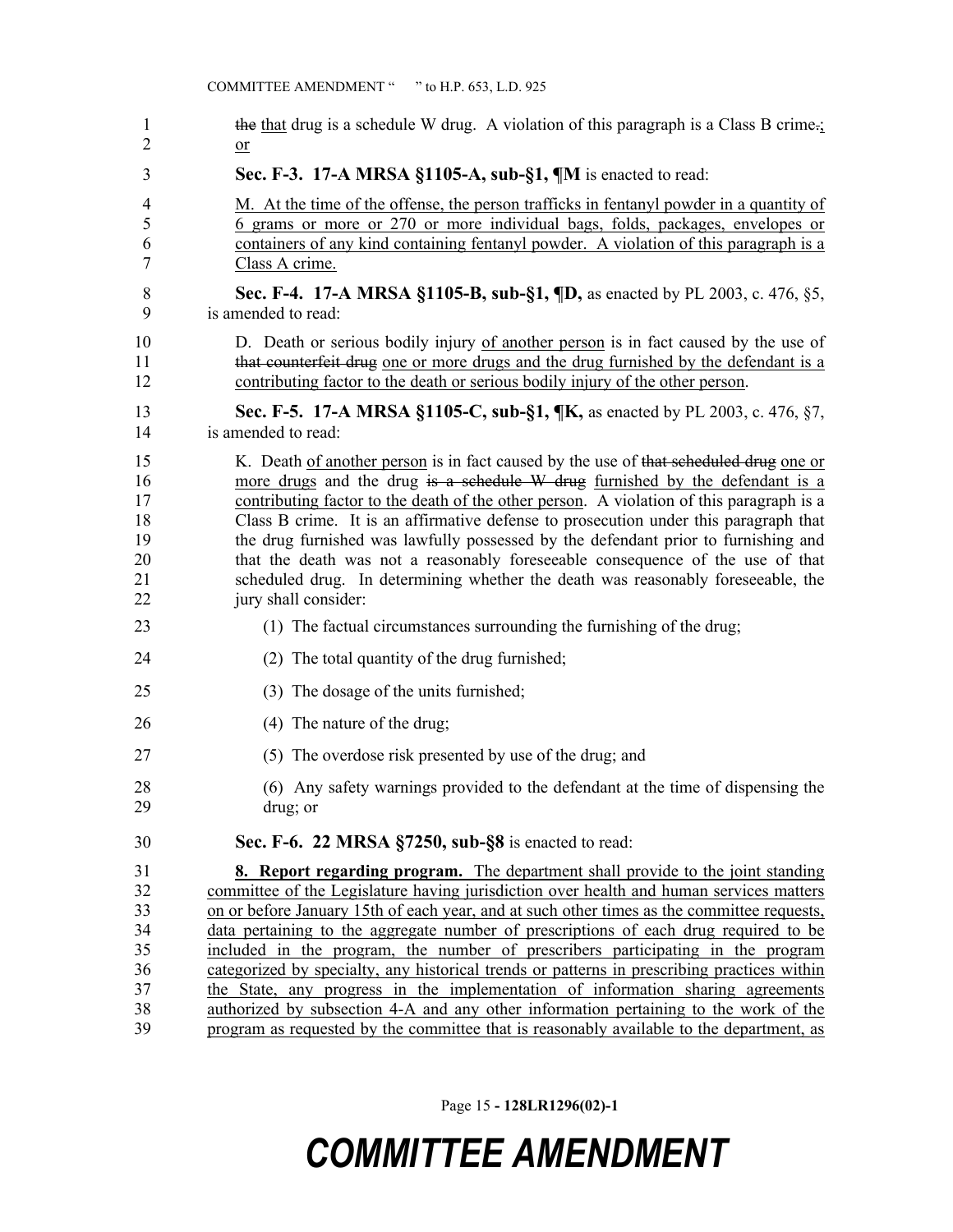~~the~~ that drug is a schedule W drug. A violation of this paragraph is a Class B crime~~.~~; or

**Sec. F-3. 17-A MRSA §1105-A, sub-§1, ¶M** is enacted to read:

M. At the time of the offense, the person trafficks in fentanyl powder in a quantity of 6 grams or more or 270 or more individual bags, folds, packages, envelopes or containers of any kind containing fentanyl powder. A violation of this paragraph is a Class A crime.

**Sec. F-4. 17-A MRSA §1105-B, sub-§1, ¶D,** as enacted by PL 2003, c. 476, §5, is amended to read:

D. Death or serious bodily injury of another person is in fact caused by the use of ~~that counterfeit drug~~ one or more drugs and the drug furnished by the defendant is a contributing factor to the death or serious bodily injury of the other person.

**Sec. F-5. 17-A MRSA §1105-C, sub-§1, ¶K,** as enacted by PL 2003, c. 476, §7, is amended to read:

K. Death of another person is in fact caused by the use of ~~that scheduled drug~~ one or more drugs and the drug ~~is a schedule W drug~~ furnished by the defendant is a contributing factor to the death of the other person. A violation of this paragraph is a Class B crime. It is an affirmative defense to prosecution under this paragraph that the drug furnished was lawfully possessed by the defendant prior to furnishing and that the death was not a reasonably foreseeable consequence of the use of that scheduled drug. In determining whether the death was reasonably foreseeable, the jury shall consider:

(1) The factual circumstances surrounding the furnishing of the drug;

(2) The total quantity of the drug furnished;

(3) The dosage of the units furnished;

(4) The nature of the drug;

(5) The overdose risk presented by use of the drug; and

(6) Any safety warnings provided to the defendant at the time of dispensing the drug; or

**Sec. F-6. 22 MRSA §7250, sub-§8** is enacted to read:

**8. Report regarding program.** The department shall provide to the joint standing committee of the Legislature having jurisdiction over health and human services matters on or before January 15th of each year, and at such other times as the committee requests, data pertaining to the aggregate number of prescriptions of each drug required to be included in the program, the number of prescribers participating in the program categorized by specialty, any historical trends or patterns in prescribing practices within the State, any progress in the implementation of information sharing agreements authorized by subsection 4-A and any other information pertaining to the work of the program as requested by the committee that is reasonably available to the department, as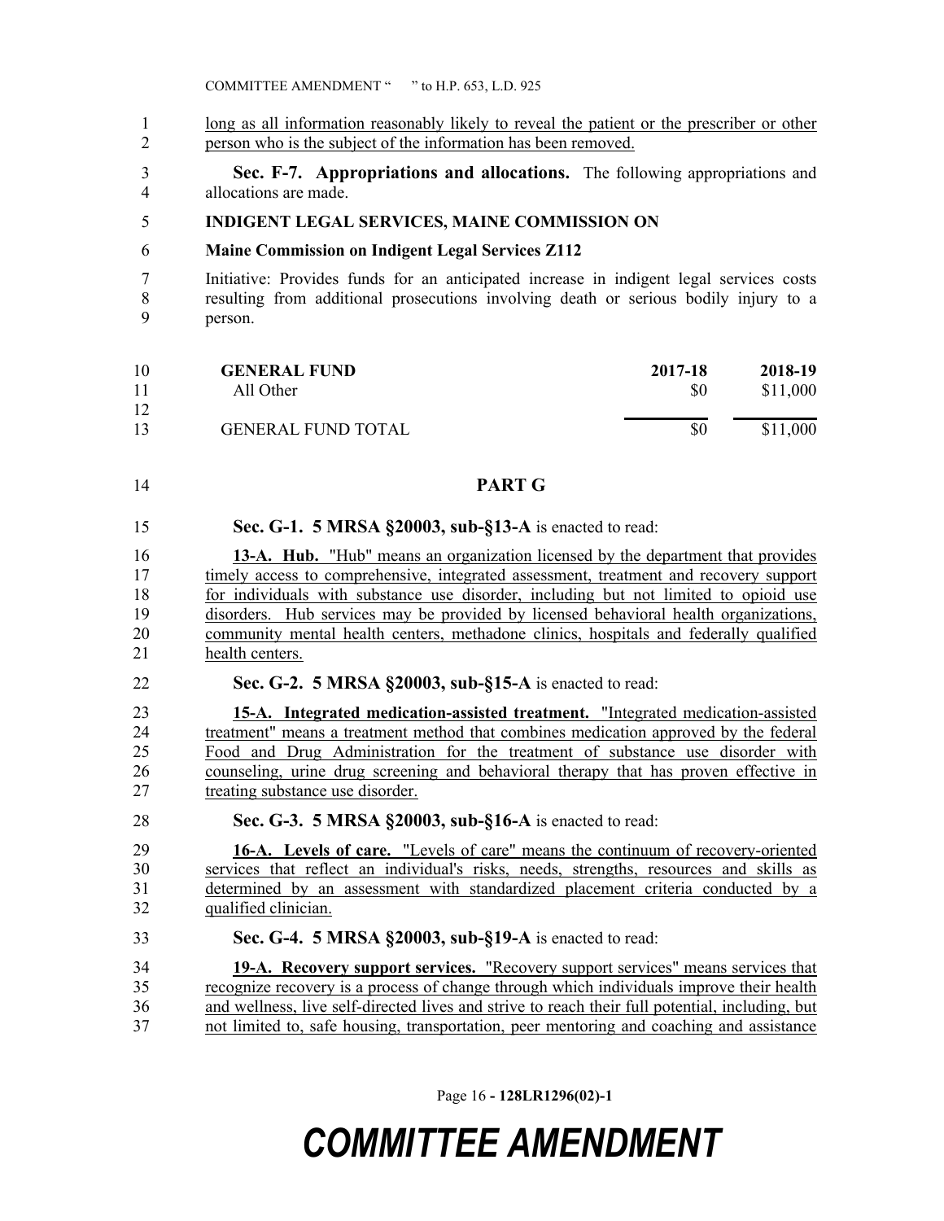long as all information reasonably likely to reveal the patient or the prescriber or other person who is the subject of the information has been removed.

**Sec. F-7. Appropriations and allocations.** The following appropriations and allocations are made.

**INDIGENT LEGAL SERVICES, MAINE COMMISSION ON**

**Maine Commission on Indigent Legal Services Z112**

Initiative: Provides funds for an anticipated increase in indigent legal services costs resulting from additional prosecutions involving death or serious bodily injury to a person.

| GENERAL FUND | 2017-18 | 2018-19 |
|---|---|---|
| All Other | $0 | $11,000 |
| GENERAL FUND TOTAL | $0 | $11,000 |

## PART G

**Sec. G-1. 5 MRSA §20003, sub-§13-A** is enacted to read:

**13-A. Hub.** "Hub" means an organization licensed by the department that provides timely access to comprehensive, integrated assessment, treatment and recovery support for individuals with substance use disorder, including but not limited to opioid use disorders. Hub services may be provided by licensed behavioral health organizations, community mental health centers, methadone clinics, hospitals and federally qualified health centers.

**Sec. G-2. 5 MRSA §20003, sub-§15-A** is enacted to read:

**15-A. Integrated medication-assisted treatment.** "Integrated medication-assisted treatment" means a treatment method that combines medication approved by the federal Food and Drug Administration for the treatment of substance use disorder with counseling, urine drug screening and behavioral therapy that has proven effective in treating substance use disorder.

**Sec. G-3. 5 MRSA §20003, sub-§16-A** is enacted to read:

**16-A. Levels of care.** "Levels of care" means the continuum of recovery-oriented services that reflect an individual's risks, needs, strengths, resources and skills as determined by an assessment with standardized placement criteria conducted by a qualified clinician.

**Sec. G-4. 5 MRSA §20003, sub-§19-A** is enacted to read:

**19-A. Recovery support services.** "Recovery support services" means services that recognize recovery is a process of change through which individuals improve their health and wellness, live self-directed lives and strive to reach their full potential, including, but not limited to, safe housing, transportation, peer mentoring and coaching and assistance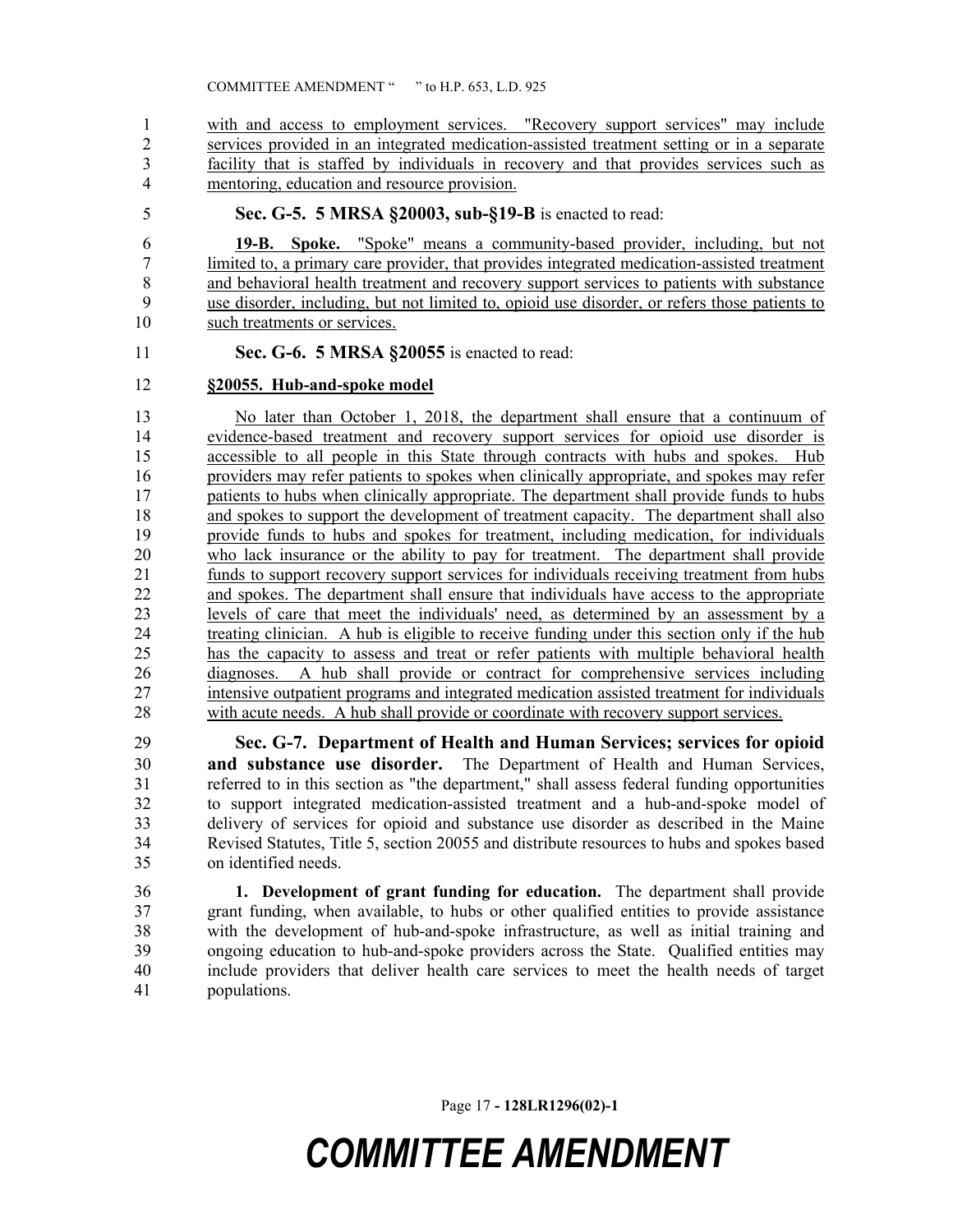with and access to employment services. "Recovery support services" may include services provided in an integrated medication-assisted treatment setting or in a separate facility that is staffed by individuals in recovery and that provides services such as mentoring, education and resource provision.

**Sec. G-5. 5 MRSA §20003, sub-§19-B** is enacted to read:

**19-B. Spoke.** "Spoke" means a community-based provider, including, but not limited to, a primary care provider, that provides integrated medication-assisted treatment and behavioral health treatment and recovery support services to patients with substance use disorder, including, but not limited to, opioid use disorder, or refers those patients to such treatments or services.

**Sec. G-6. 5 MRSA §20055** is enacted to read:

**§20055. Hub-and-spoke model**

No later than October 1, 2018, the department shall ensure that a continuum of evidence-based treatment and recovery support services for opioid use disorder is accessible to all people in this State through contracts with hubs and spokes. Hub providers may refer patients to spokes when clinically appropriate, and spokes may refer patients to hubs when clinically appropriate. The department shall provide funds to hubs and spokes to support the development of treatment capacity. The department shall also provide funds to hubs and spokes for treatment, including medication, for individuals who lack insurance or the ability to pay for treatment. The department shall provide funds to support recovery support services for individuals receiving treatment from hubs and spokes. The department shall ensure that individuals have access to the appropriate levels of care that meet the individuals' need, as determined by an assessment by a treating clinician. A hub is eligible to receive funding under this section only if the hub has the capacity to assess and treat or refer patients with multiple behavioral health diagnoses. A hub shall provide or contract for comprehensive services including intensive outpatient programs and integrated medication assisted treatment for individuals with acute needs. A hub shall provide or coordinate with recovery support services.

**Sec. G-7. Department of Health and Human Services; services for opioid and substance use disorder.** The Department of Health and Human Services, referred to in this section as "the department," shall assess federal funding opportunities to support integrated medication-assisted treatment and a hub-and-spoke model of delivery of services for opioid and substance use disorder as described in the Maine Revised Statutes, Title 5, section 20055 and distribute resources to hubs and spokes based on identified needs.

**1. Development of grant funding for education.** The department shall provide grant funding, when available, to hubs or other qualified entities to provide assistance with the development of hub-and-spoke infrastructure, as well as initial training and ongoing education to hub-and-spoke providers across the State. Qualified entities may include providers that deliver health care services to meet the health needs of target populations.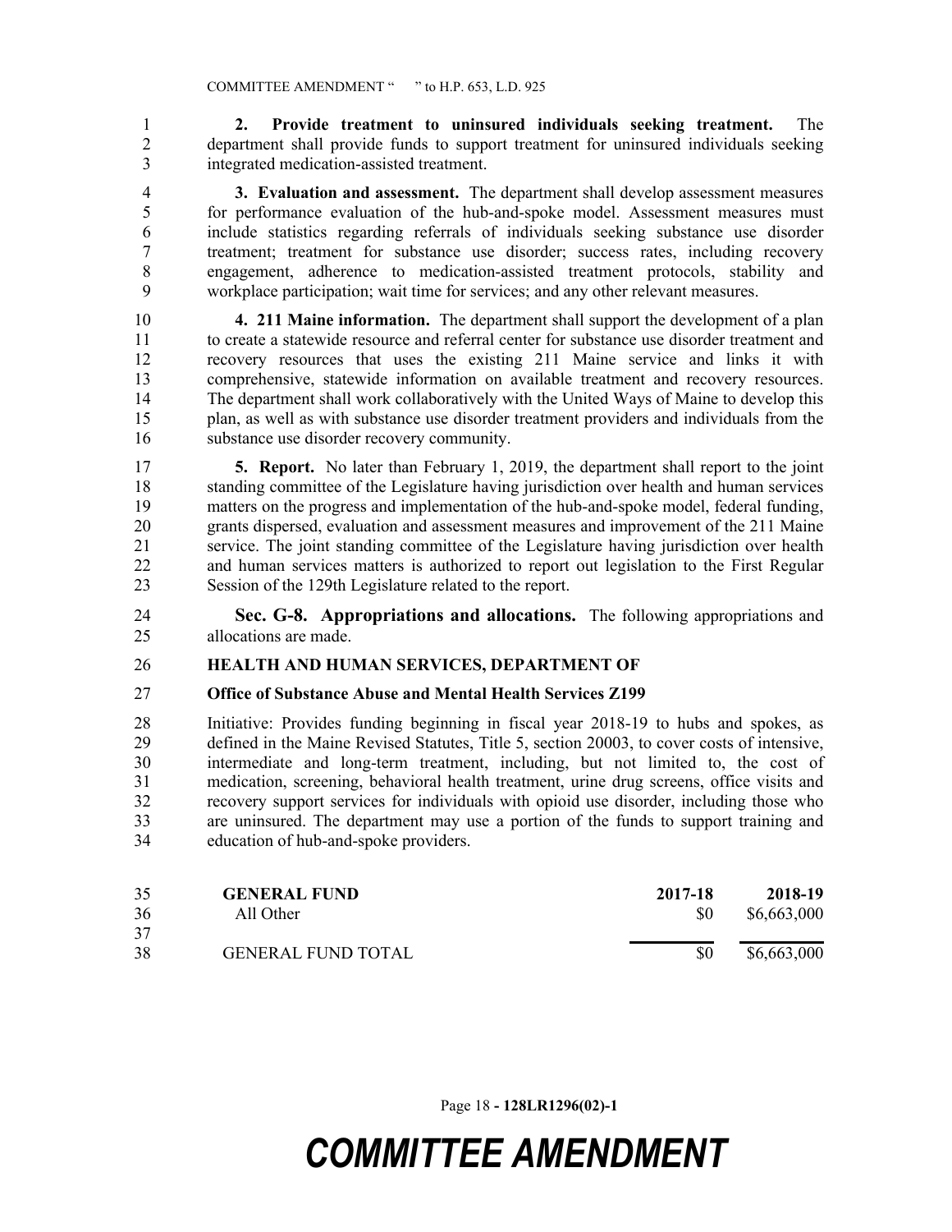**2. Provide treatment to uninsured individuals seeking treatment.** The department shall provide funds to support treatment for uninsured individuals seeking integrated medication-assisted treatment.

**3. Evaluation and assessment.** The department shall develop assessment measures for performance evaluation of the hub-and-spoke model. Assessment measures must include statistics regarding referrals of individuals seeking substance use disorder treatment; treatment for substance use disorder; success rates, including recovery engagement, adherence to medication-assisted treatment protocols, stability and workplace participation; wait time for services; and any other relevant measures.

**4. 211 Maine information.** The department shall support the development of a plan to create a statewide resource and referral center for substance use disorder treatment and recovery resources that uses the existing 211 Maine service and links it with comprehensive, statewide information on available treatment and recovery resources. The department shall work collaboratively with the United Ways of Maine to develop this plan, as well as with substance use disorder treatment providers and individuals from the substance use disorder recovery community.

**5. Report.** No later than February 1, 2019, the department shall report to the joint standing committee of the Legislature having jurisdiction over health and human services matters on the progress and implementation of the hub-and-spoke model, federal funding, grants dispersed, evaluation and assessment measures and improvement of the 211 Maine service. The joint standing committee of the Legislature having jurisdiction over health and human services matters is authorized to report out legislation to the First Regular Session of the 129th Legislature related to the report.

**Sec. G-8. Appropriations and allocations.** The following appropriations and allocations are made.

**HEALTH AND HUMAN SERVICES, DEPARTMENT OF**

**Office of Substance Abuse and Mental Health Services Z199**

Initiative: Provides funding beginning in fiscal year 2018-19 to hubs and spokes, as defined in the Maine Revised Statutes, Title 5, section 20003, to cover costs of intensive, intermediate and long-term treatment, including, but not limited to, the cost of medication, screening, behavioral health treatment, urine drug screens, office visits and recovery support services for individuals with opioid use disorder, including those who are uninsured. The department may use a portion of the funds to support training and education of hub-and-spoke providers.

| **GENERAL FUND** | **2017-18** | **2018-19** |
|---|---|---|
| All Other | $0 | $6,663,000 |
| GENERAL FUND TOTAL | $0 | $6,663,000 |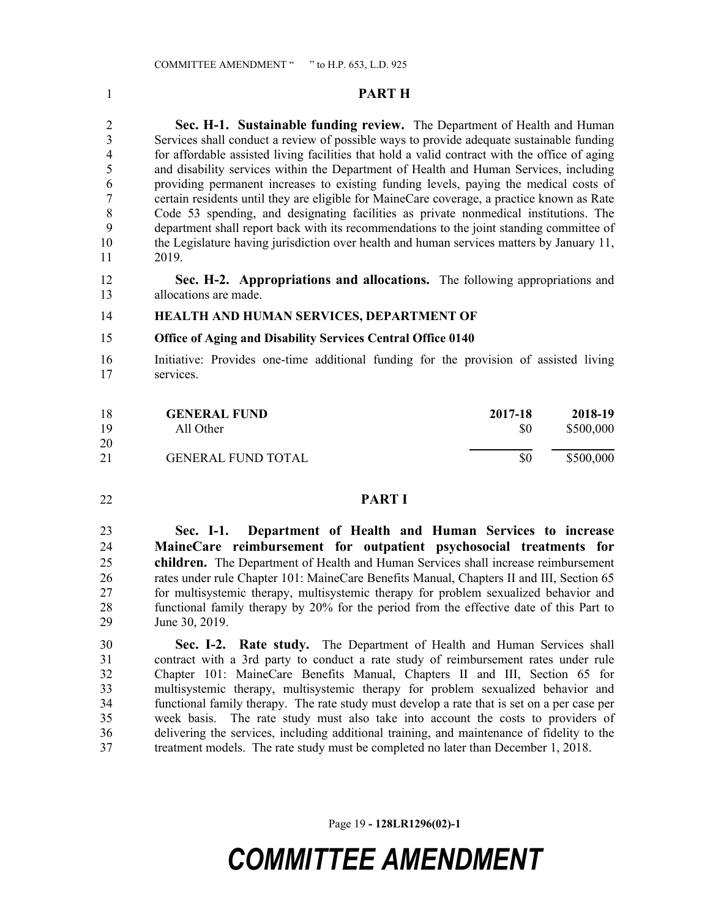## PART H

**Sec. H-1. Sustainable funding review.** The Department of Health and Human Services shall conduct a review of possible ways to provide adequate sustainable funding for affordable assisted living facilities that hold a valid contract with the office of aging and disability services within the Department of Health and Human Services, including providing permanent increases to existing funding levels, paying the medical costs of certain residents until they are eligible for MaineCare coverage, a practice known as Rate Code 53 spending, and designating facilities as private nonmedical institutions. The department shall report back with its recommendations to the joint standing committee of the Legislature having jurisdiction over health and human services matters by January 11, 2019.

**Sec. H-2. Appropriations and allocations.** The following appropriations and allocations are made.

**HEALTH AND HUMAN SERVICES, DEPARTMENT OF**

**Office of Aging and Disability Services Central Office 0140**

Initiative: Provides one-time additional funding for the provision of assisted living services.

| GENERAL FUND | 2017-18 | 2018-19 |
|---|---|---|
| All Other | $0 | $500,000 |
| GENERAL FUND TOTAL | $0 | $500,000 |

## PART I

**Sec. I-1. Department of Health and Human Services to increase MaineCare reimbursement for outpatient psychosocial treatments for children.** The Department of Health and Human Services shall increase reimbursement rates under rule Chapter 101: MaineCare Benefits Manual, Chapters II and III, Section 65 for multisystemic therapy, multisystemic therapy for problem sexualized behavior and functional family therapy by 20% for the period from the effective date of this Part to June 30, 2019.

**Sec. I-2. Rate study.** The Department of Health and Human Services shall contract with a 3rd party to conduct a rate study of reimbursement rates under rule Chapter 101: MaineCare Benefits Manual, Chapters II and III, Section 65 for multisystemic therapy, multisystemic therapy for problem sexualized behavior and functional family therapy. The rate study must develop a rate that is set on a per case per week basis. The rate study must also take into account the costs to providers of delivering the services, including additional training, and maintenance of fidelity to the treatment models. The rate study must be completed no later than December 1, 2018.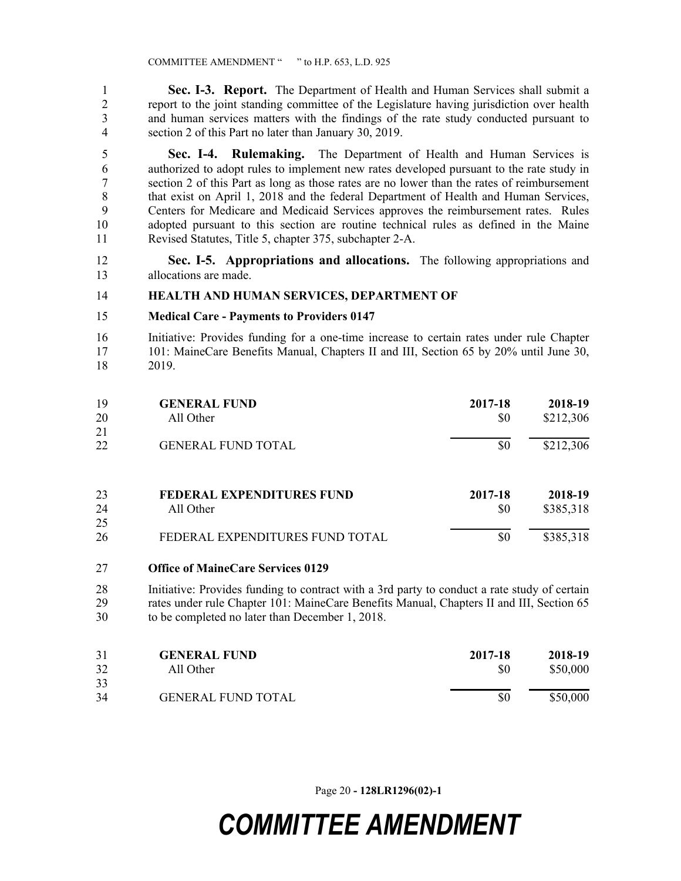**Sec. I-3. Report.** The Department of Health and Human Services shall submit a report to the joint standing committee of the Legislature having jurisdiction over health and human services matters with the findings of the rate study conducted pursuant to section 2 of this Part no later than January 30, 2019.

**Sec. I-4. Rulemaking.** The Department of Health and Human Services is authorized to adopt rules to implement new rates developed pursuant to the rate study in section 2 of this Part as long as those rates are no lower than the rates of reimbursement that exist on April 1, 2018 and the federal Department of Health and Human Services, Centers for Medicare and Medicaid Services approves the reimbursement rates. Rules adopted pursuant to this section are routine technical rules as defined in the Maine Revised Statutes, Title 5, chapter 375, subchapter 2-A.

**Sec. I-5. Appropriations and allocations.** The following appropriations and allocations are made.

**HEALTH AND HUMAN SERVICES, DEPARTMENT OF**

**Medical Care - Payments to Providers 0147**

Initiative: Provides funding for a one-time increase to certain rates under rule Chapter 101: MaineCare Benefits Manual, Chapters II and III, Section 65 by 20% until June 30, 2019.

| **GENERAL FUND** | **2017-18** | **2018-19** |
|---|---|---|
| All Other | $0 | $212,306 |
| GENERAL FUND TOTAL | $0 | $212,306 |

| **FEDERAL EXPENDITURES FUND** | **2017-18** | **2018-19** |
|---|---|---|
| All Other | $0 | $385,318 |
| FEDERAL EXPENDITURES FUND TOTAL | $0 | $385,318 |

**Office of MaineCare Services 0129**

Initiative: Provides funding to contract with a 3rd party to conduct a rate study of certain rates under rule Chapter 101: MaineCare Benefits Manual, Chapters II and III, Section 65 to be completed no later than December 1, 2018.

| **GENERAL FUND** | **2017-18** | **2018-19** |
|---|---|---|
| All Other | $0 | $50,000 |
| GENERAL FUND TOTAL | $0 | $50,000 |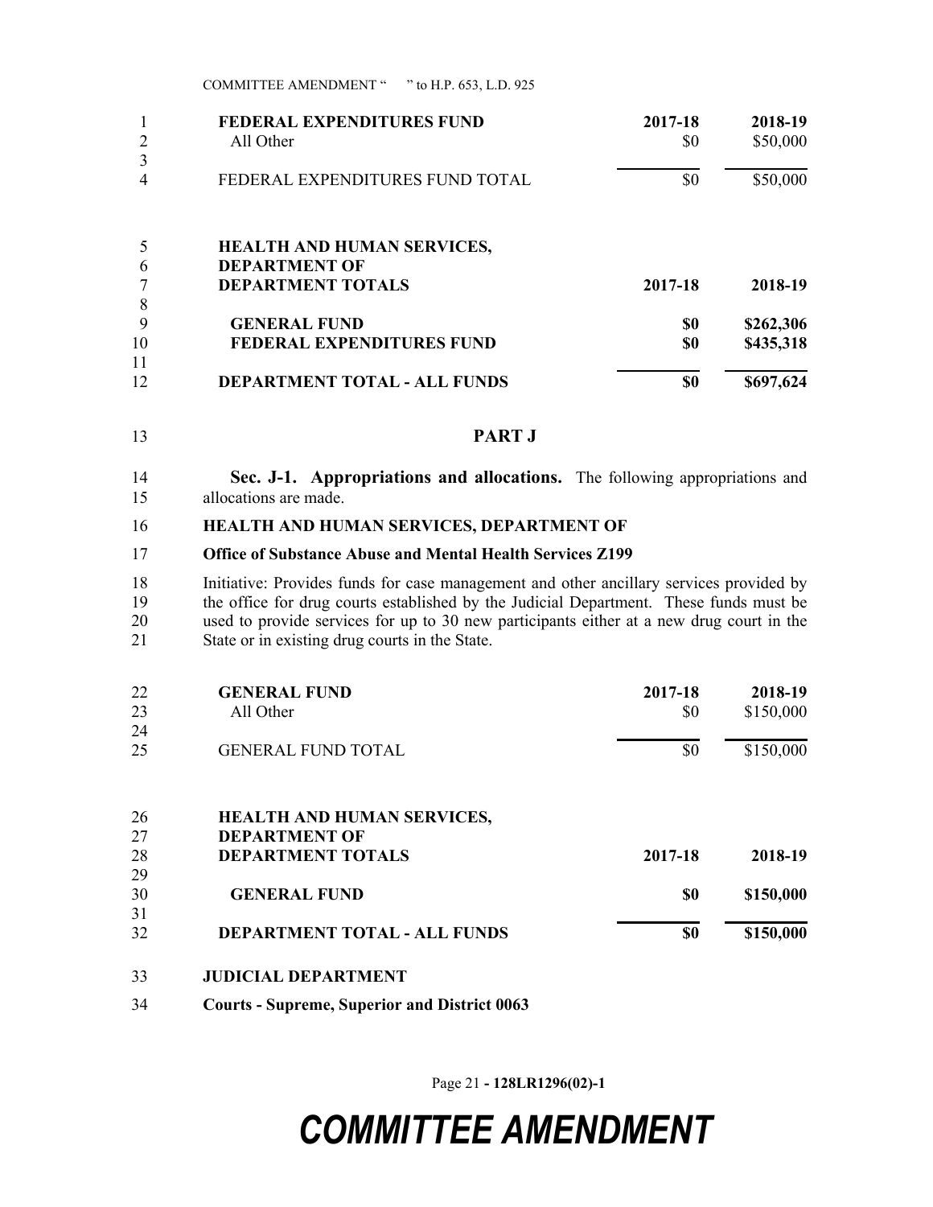| FEDERAL EXPENDITURES FUND | 2017-18 | 2018-19 |
| --- | --- | --- |
| All Other | $0 | $50,000 |
| FEDERAL EXPENDITURES FUND TOTAL | $0 | $50,000 |

| HEALTH AND HUMAN SERVICES, DEPARTMENT OF DEPARTMENT TOTALS | 2017-18 | 2018-19 |
| --- | --- | --- |
| **GENERAL FUND** | **$0** | **$262,306** |
| **FEDERAL EXPENDITURES FUND** | **$0** | **$435,318** |
| **DEPARTMENT TOTAL - ALL FUNDS** | **$0** | **$697,624** |

## PART J

**Sec. J-1. Appropriations and allocations.** The following appropriations and allocations are made.

**HEALTH AND HUMAN SERVICES, DEPARTMENT OF**

**Office of Substance Abuse and Mental Health Services Z199**

Initiative: Provides funds for case management and other ancillary services provided by the office for drug courts established by the Judicial Department. These funds must be used to provide services for up to 30 new participants either at a new drug court in the State or in existing drug courts in the State.

| GENERAL FUND | 2017-18 | 2018-19 |
| --- | --- | --- |
| All Other | $0 | $150,000 |
| GENERAL FUND TOTAL | $0 | $150,000 |

| HEALTH AND HUMAN SERVICES, DEPARTMENT OF DEPARTMENT TOTALS | 2017-18 | 2018-19 |
| --- | --- | --- |
| **GENERAL FUND** | **$0** | **$150,000** |
| **DEPARTMENT TOTAL - ALL FUNDS** | **$0** | **$150,000** |

**JUDICIAL DEPARTMENT**

**Courts - Supreme, Superior and District 0063**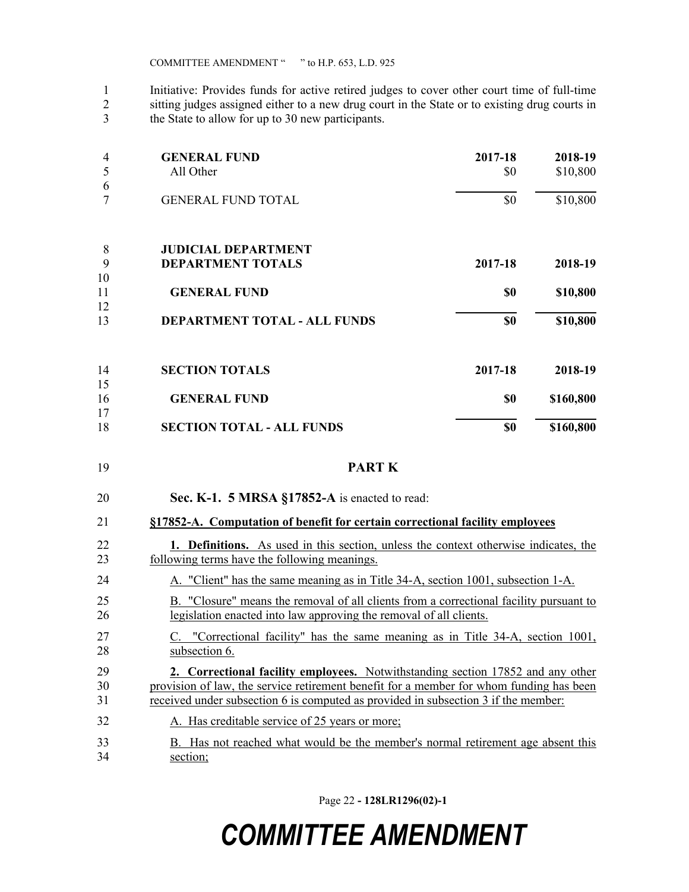Initiative: Provides funds for active retired judges to cover other court time of full-time sitting judges assigned either to a new drug court in the State or to existing drug courts in the State to allow for up to 30 new participants.

| GENERAL FUND | 2017-18 | 2018-19 |
|---|---|---|
| All Other | $0 | $10,800 |
| GENERAL FUND TOTAL | $0 | $10,800 |

| JUDICIAL DEPARTMENT DEPARTMENT TOTALS | 2017-18 | 2018-19 |
|---|---|---|
| **GENERAL FUND** | **$0** | **$10,800** |
| **DEPARTMENT TOTAL - ALL FUNDS** | **$0** | **$10,800** |

| SECTION TOTALS | 2017-18 | 2018-19 |
|---|---|---|
| **GENERAL FUND** | **$0** | **$160,800** |
| **SECTION TOTAL - ALL FUNDS** | **$0** | **$160,800** |

## PART K

**Sec. K-1. 5 MRSA §17852-A** is enacted to read:

**§17852-A. Computation of benefit for certain correctional facility employees**

**1. Definitions.** As used in this section, unless the context otherwise indicates, the following terms have the following meanings.

A. "Client" has the same meaning as in Title 34-A, section 1001, subsection 1-A.

B. "Closure" means the removal of all clients from a correctional facility pursuant to legislation enacted into law approving the removal of all clients.

C. "Correctional facility" has the same meaning as in Title 34-A, section 1001, subsection 6.

**2. Correctional facility employees.** Notwithstanding section 17852 and any other provision of law, the service retirement benefit for a member for whom funding has been received under subsection 6 is computed as provided in subsection 3 if the member:

A. Has creditable service of 25 years or more;

B. Has not reached what would be the member's normal retirement age absent this section;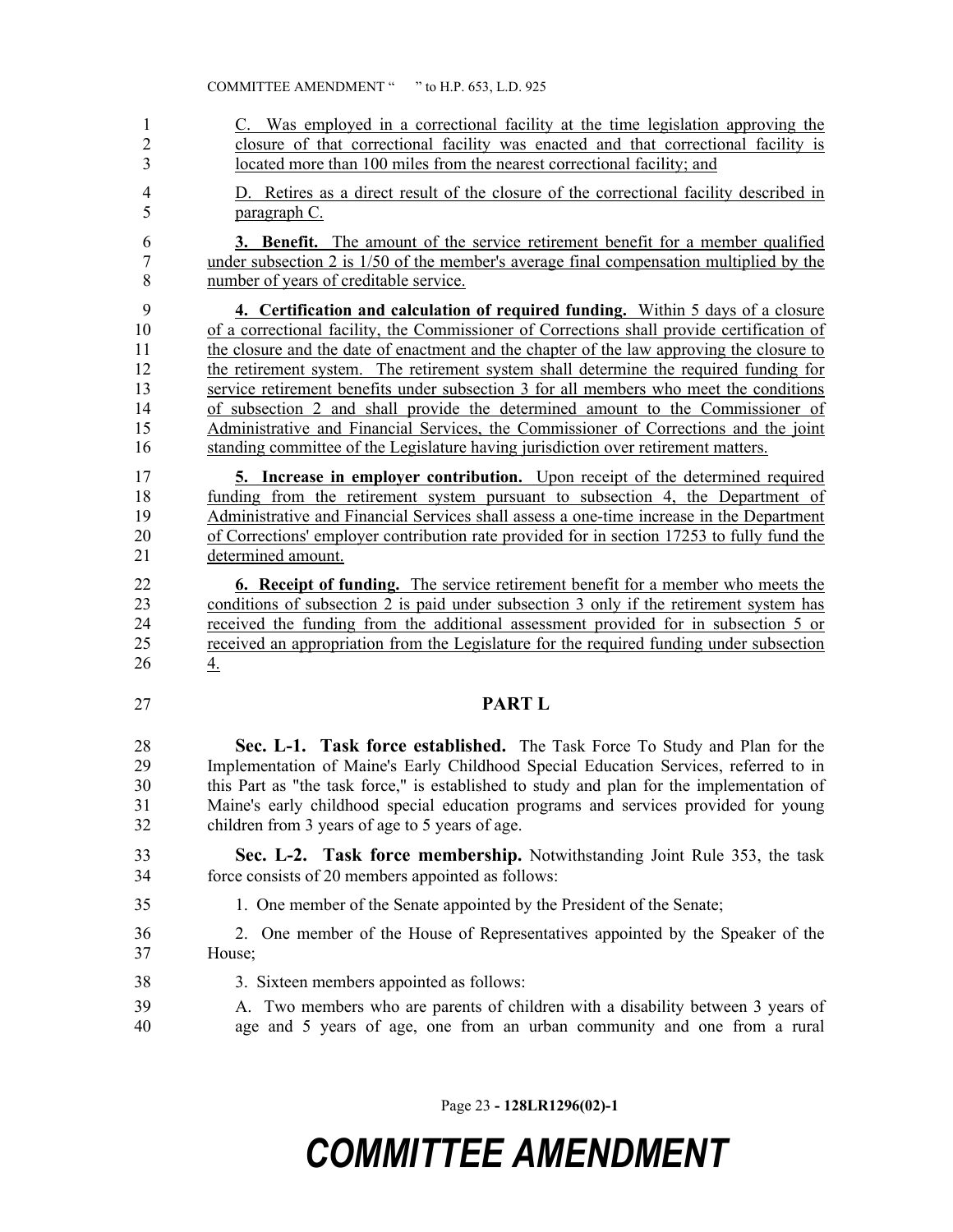C. Was employed in a correctional facility at the time legislation approving the closure of that correctional facility was enacted and that correctional facility is located more than 100 miles from the nearest correctional facility; and

D. Retires as a direct result of the closure of the correctional facility described in paragraph C.

**3. Benefit.** The amount of the service retirement benefit for a member qualified under subsection 2 is 1/50 of the member's average final compensation multiplied by the number of years of creditable service.

**4. Certification and calculation of required funding.** Within 5 days of a closure of a correctional facility, the Commissioner of Corrections shall provide certification of the closure and the date of enactment and the chapter of the law approving the closure to the retirement system. The retirement system shall determine the required funding for service retirement benefits under subsection 3 for all members who meet the conditions of subsection 2 and shall provide the determined amount to the Commissioner of Administrative and Financial Services, the Commissioner of Corrections and the joint standing committee of the Legislature having jurisdiction over retirement matters.

**5. Increase in employer contribution.** Upon receipt of the determined required funding from the retirement system pursuant to subsection 4, the Department of Administrative and Financial Services shall assess a one-time increase in the Department of Corrections' employer contribution rate provided for in section 17253 to fully fund the determined amount.

**6. Receipt of funding.** The service retirement benefit for a member who meets the conditions of subsection 2 is paid under subsection 3 only if the retirement system has received the funding from the additional assessment provided for in subsection 5 or received an appropriation from the Legislature for the required funding under subsection 4.

## PART L

**Sec. L-1. Task force established.** The Task Force To Study and Plan for the Implementation of Maine's Early Childhood Special Education Services, referred to in this Part as "the task force," is established to study and plan for the implementation of Maine's early childhood special education programs and services provided for young children from 3 years of age to 5 years of age.

**Sec. L-2. Task force membership.** Notwithstanding Joint Rule 353, the task force consists of 20 members appointed as follows:

1. One member of the Senate appointed by the President of the Senate;

2. One member of the House of Representatives appointed by the Speaker of the House;

3. Sixteen members appointed as follows:

A. Two members who are parents of children with a disability between 3 years of age and 5 years of age, one from an urban community and one from a rural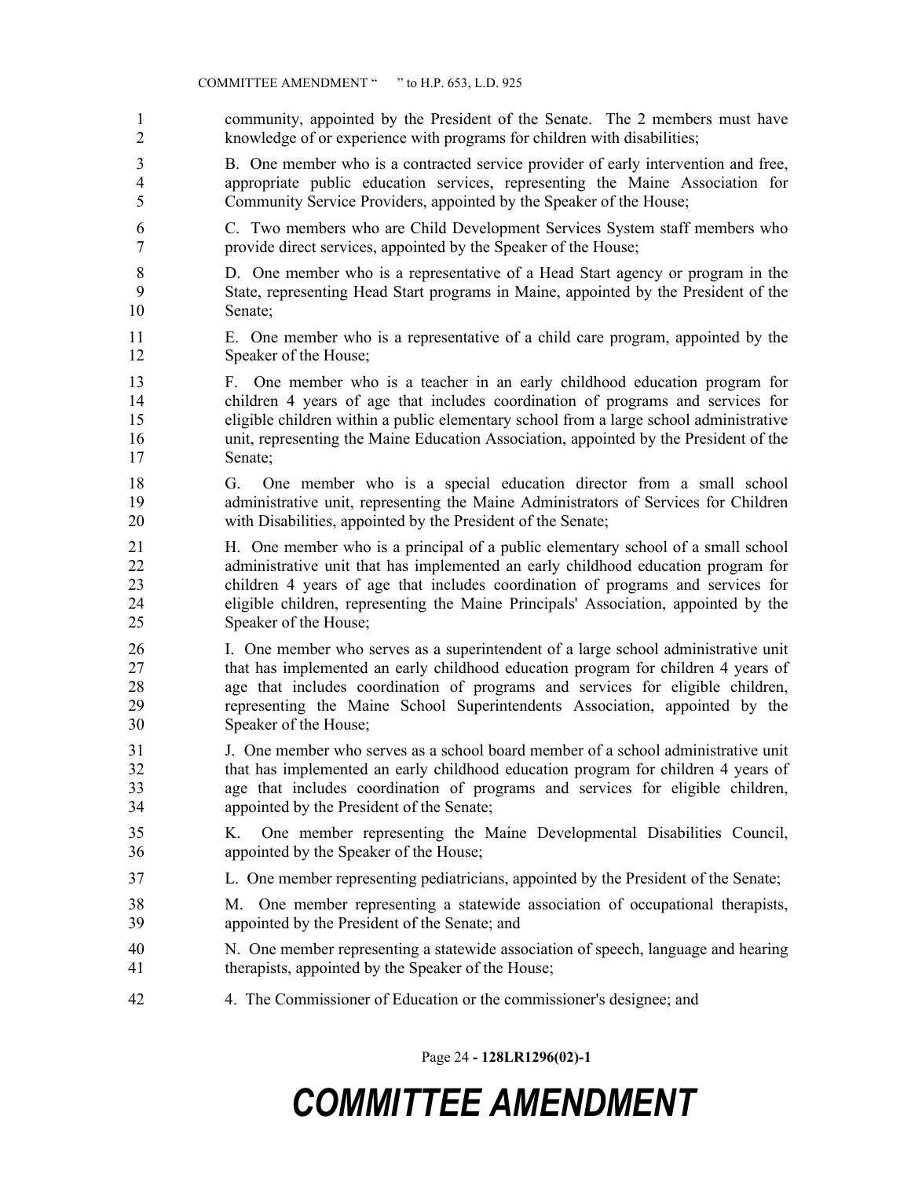community, appointed by the President of the Senate. The 2 members must have knowledge of or experience with programs for children with disabilities;

B. One member who is a contracted service provider of early intervention and free, appropriate public education services, representing the Maine Association for Community Service Providers, appointed by the Speaker of the House;

C. Two members who are Child Development Services System staff members who provide direct services, appointed by the Speaker of the House;

D. One member who is a representative of a Head Start agency or program in the State, representing Head Start programs in Maine, appointed by the President of the Senate;

E. One member who is a representative of a child care program, appointed by the Speaker of the House;

F. One member who is a teacher in an early childhood education program for children 4 years of age that includes coordination of programs and services for eligible children within a public elementary school from a large school administrative unit, representing the Maine Education Association, appointed by the President of the Senate;

G. One member who is a special education director from a small school administrative unit, representing the Maine Administrators of Services for Children with Disabilities, appointed by the President of the Senate;

H. One member who is a principal of a public elementary school of a small school administrative unit that has implemented an early childhood education program for children 4 years of age that includes coordination of programs and services for eligible children, representing the Maine Principals' Association, appointed by the Speaker of the House;

I. One member who serves as a superintendent of a large school administrative unit that has implemented an early childhood education program for children 4 years of age that includes coordination of programs and services for eligible children, representing the Maine School Superintendents Association, appointed by the Speaker of the House;

J. One member who serves as a school board member of a school administrative unit that has implemented an early childhood education program for children 4 years of age that includes coordination of programs and services for eligible children, appointed by the President of the Senate;

K. One member representing the Maine Developmental Disabilities Council, appointed by the Speaker of the House;

L. One member representing pediatricians, appointed by the President of the Senate;

M. One member representing a statewide association of occupational therapists, appointed by the President of the Senate; and

N. One member representing a statewide association of speech, language and hearing therapists, appointed by the Speaker of the House;

4. The Commissioner of Education or the commissioner's designee; and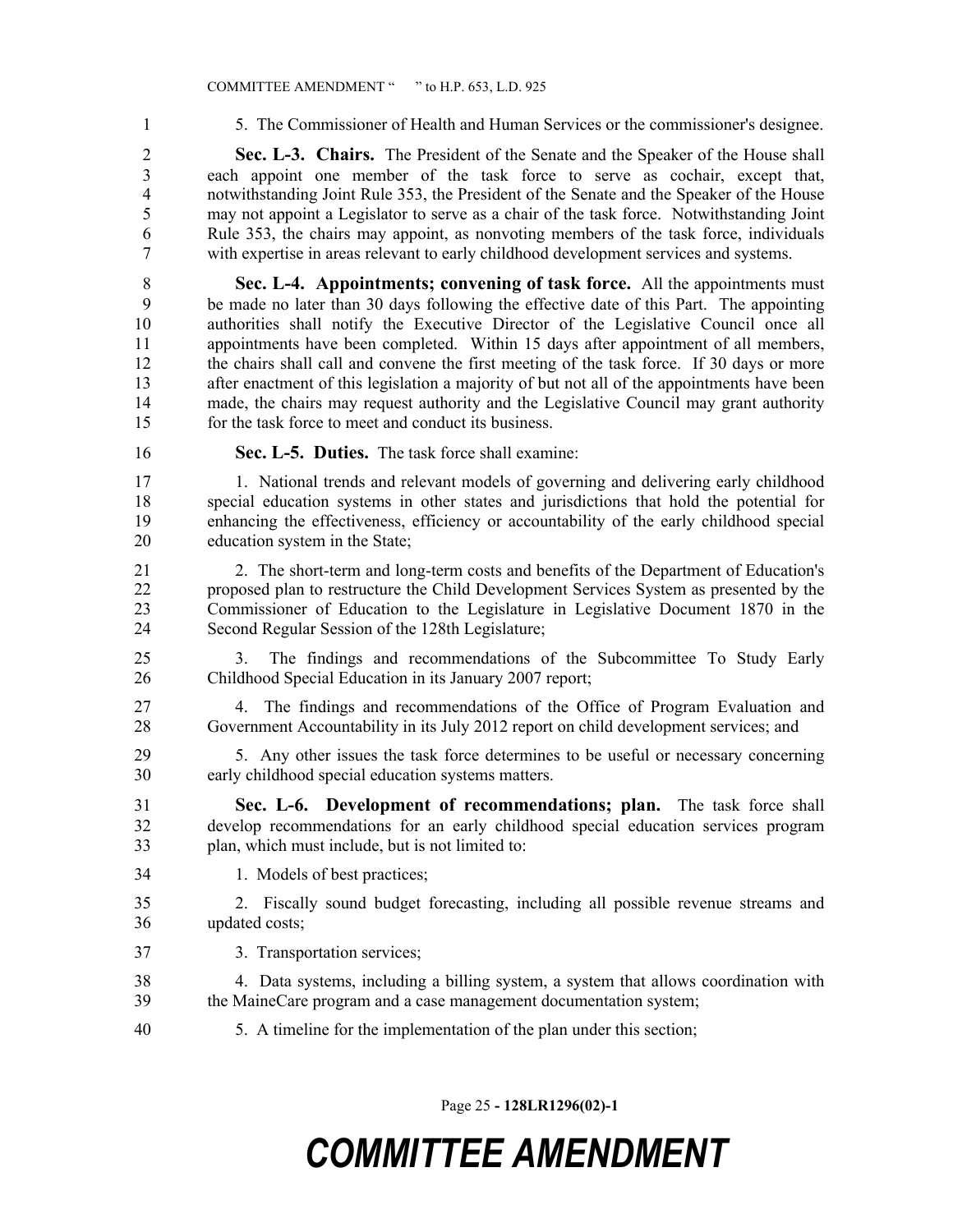5. The Commissioner of Health and Human Services or the commissioner's designee.

**Sec. L-3. Chairs.** The President of the Senate and the Speaker of the House shall each appoint one member of the task force to serve as cochair, except that, notwithstanding Joint Rule 353, the President of the Senate and the Speaker of the House may not appoint a Legislator to serve as a chair of the task force. Notwithstanding Joint Rule 353, the chairs may appoint, as nonvoting members of the task force, individuals with expertise in areas relevant to early childhood development services and systems.

**Sec. L-4. Appointments; convening of task force.** All the appointments must be made no later than 30 days following the effective date of this Part. The appointing authorities shall notify the Executive Director of the Legislative Council once all appointments have been completed. Within 15 days after appointment of all members, the chairs shall call and convene the first meeting of the task force. If 30 days or more after enactment of this legislation a majority of but not all of the appointments have been made, the chairs may request authority and the Legislative Council may grant authority for the task force to meet and conduct its business.

**Sec. L-5. Duties.** The task force shall examine:

1. National trends and relevant models of governing and delivering early childhood special education systems in other states and jurisdictions that hold the potential for enhancing the effectiveness, efficiency or accountability of the early childhood special education system in the State;

2. The short-term and long-term costs and benefits of the Department of Education's proposed plan to restructure the Child Development Services System as presented by the Commissioner of Education to the Legislature in Legislative Document 1870 in the Second Regular Session of the 128th Legislature;

3. The findings and recommendations of the Subcommittee To Study Early Childhood Special Education in its January 2007 report;

4. The findings and recommendations of the Office of Program Evaluation and Government Accountability in its July 2012 report on child development services; and

5. Any other issues the task force determines to be useful or necessary concerning early childhood special education systems matters.

**Sec. L-6. Development of recommendations; plan.** The task force shall develop recommendations for an early childhood special education services program plan, which must include, but is not limited to:

1. Models of best practices;

2. Fiscally sound budget forecasting, including all possible revenue streams and updated costs;

3. Transportation services;

4. Data systems, including a billing system, a system that allows coordination with the MaineCare program and a case management documentation system;

5. A timeline for the implementation of the plan under this section;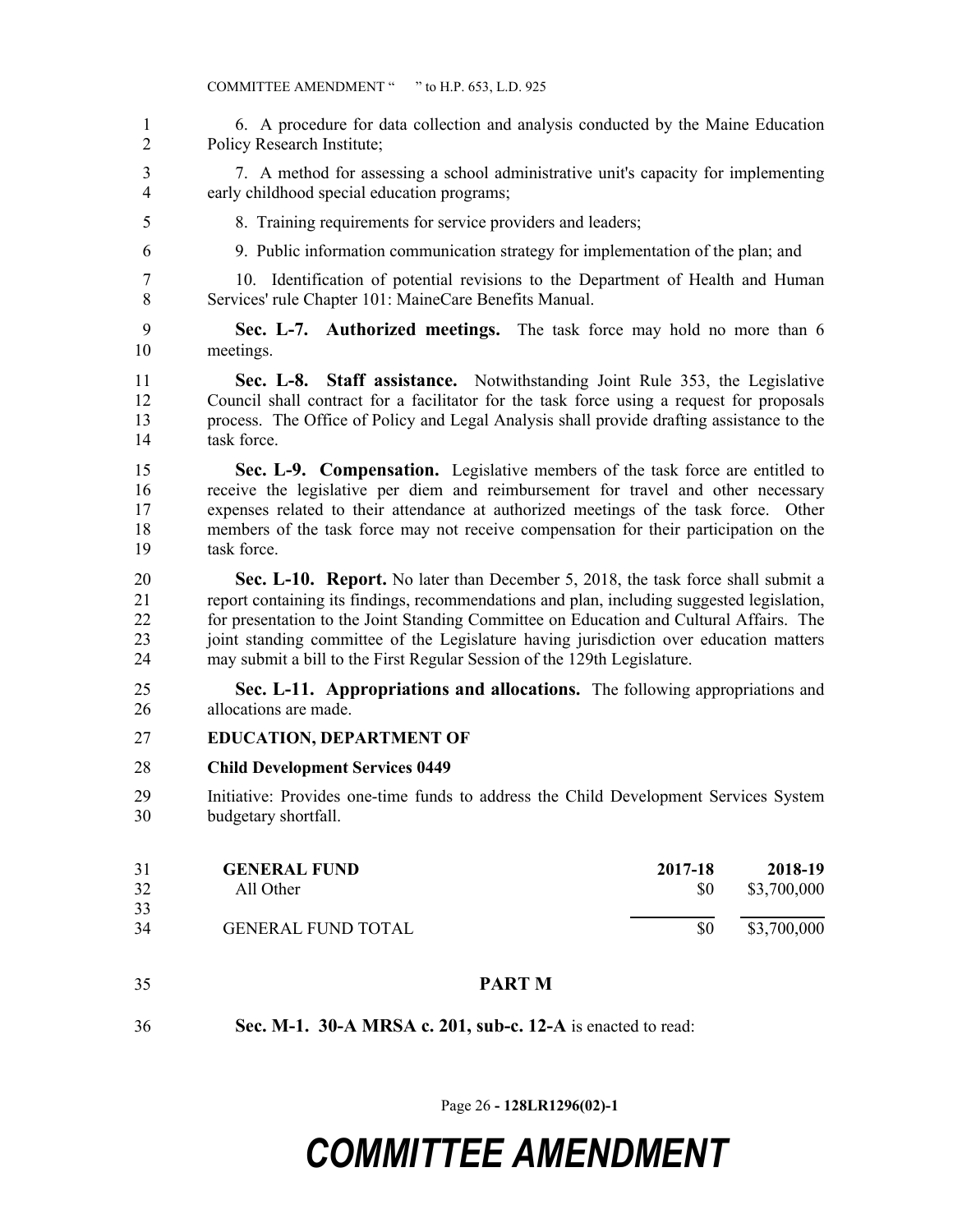6. A procedure for data collection and analysis conducted by the Maine Education Policy Research Institute;

7. A method for assessing a school administrative unit's capacity for implementing early childhood special education programs;

8. Training requirements for service providers and leaders;

9. Public information communication strategy for implementation of the plan; and

10. Identification of potential revisions to the Department of Health and Human Services' rule Chapter 101: MaineCare Benefits Manual.

**Sec. L-7. Authorized meetings.** The task force may hold no more than 6 meetings.

**Sec. L-8. Staff assistance.** Notwithstanding Joint Rule 353, the Legislative Council shall contract for a facilitator for the task force using a request for proposals process. The Office of Policy and Legal Analysis shall provide drafting assistance to the task force.

**Sec. L-9. Compensation.** Legislative members of the task force are entitled to receive the legislative per diem and reimbursement for travel and other necessary expenses related to their attendance at authorized meetings of the task force. Other members of the task force may not receive compensation for their participation on the task force.

**Sec. L-10. Report.** No later than December 5, 2018, the task force shall submit a report containing its findings, recommendations and plan, including suggested legislation, for presentation to the Joint Standing Committee on Education and Cultural Affairs. The joint standing committee of the Legislature having jurisdiction over education matters may submit a bill to the First Regular Session of the 129th Legislature.

**Sec. L-11. Appropriations and allocations.** The following appropriations and allocations are made.

**EDUCATION, DEPARTMENT OF**

**Child Development Services 0449**

Initiative: Provides one-time funds to address the Child Development Services System budgetary shortfall.

| **GENERAL FUND** | **2017-18** | **2018-19** |
|---|---|---|
| All Other | $0 | $3,700,000 |
| GENERAL FUND TOTAL | $0 | $3,700,000 |

## PART M

**Sec. M-1. 30-A MRSA c. 201, sub-c. 12-A** is enacted to read: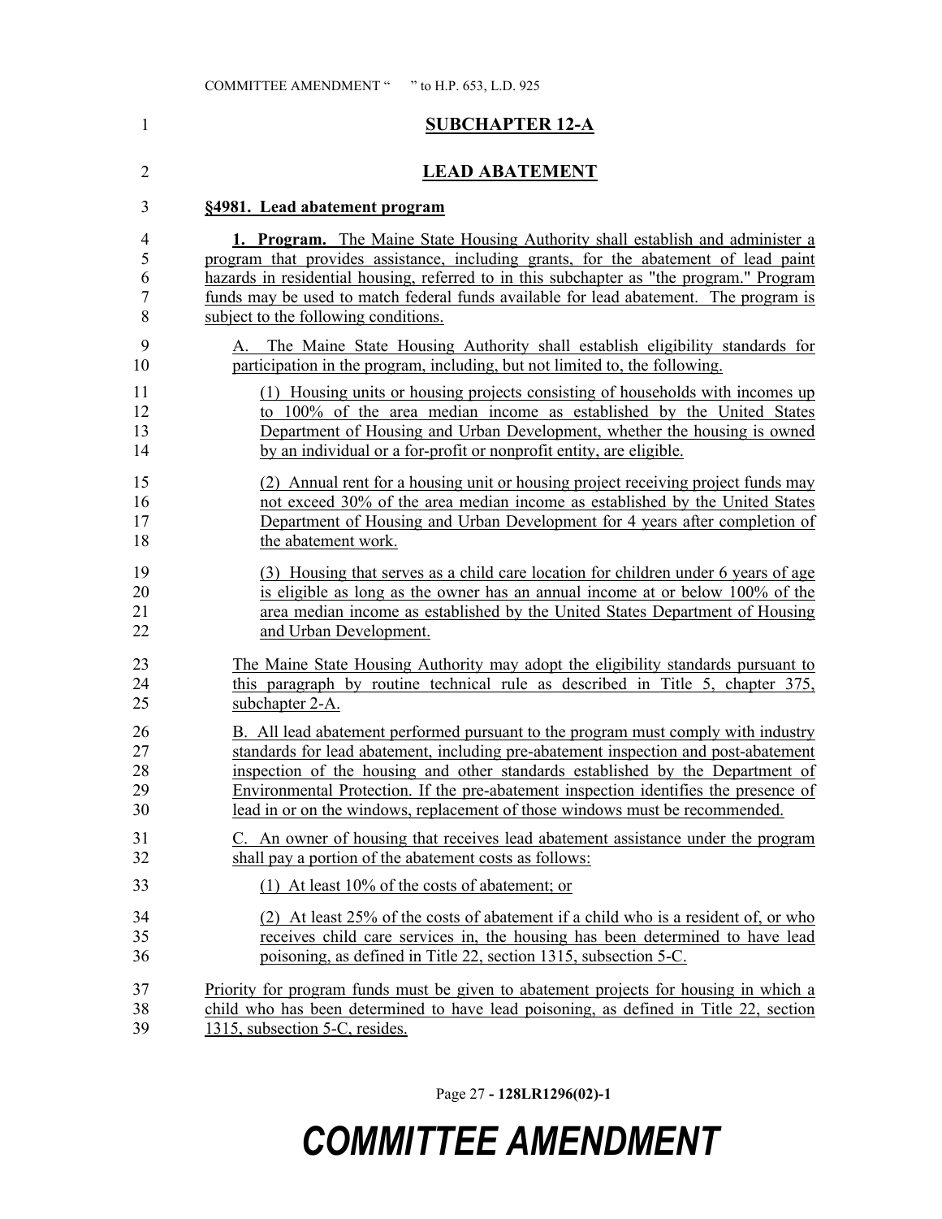## SUBCHAPTER 12-A

## LEAD ABATEMENT

**§4981. Lead abatement program**

**1. Program.** The Maine State Housing Authority shall establish and administer a program that provides assistance, including grants, for the abatement of lead paint hazards in residential housing, referred to in this subchapter as "the program." Program funds may be used to match federal funds available for lead abatement. The program is subject to the following conditions.

A. The Maine State Housing Authority shall establish eligibility standards for participation in the program, including, but not limited to, the following.

(1) Housing units or housing projects consisting of households with incomes up to 100% of the area median income as established by the United States Department of Housing and Urban Development, whether the housing is owned by an individual or a for-profit or nonprofit entity, are eligible.

(2) Annual rent for a housing unit or housing project receiving project funds may not exceed 30% of the area median income as established by the United States Department of Housing and Urban Development for 4 years after completion of the abatement work.

(3) Housing that serves as a child care location for children under 6 years of age is eligible as long as the owner has an annual income at or below 100% of the area median income as established by the United States Department of Housing and Urban Development.

The Maine State Housing Authority may adopt the eligibility standards pursuant to this paragraph by routine technical rule as described in Title 5, chapter 375, subchapter 2-A.

B. All lead abatement performed pursuant to the program must comply with industry standards for lead abatement, including pre-abatement inspection and post-abatement inspection of the housing and other standards established by the Department of Environmental Protection. If the pre-abatement inspection identifies the presence of lead in or on the windows, replacement of those windows must be recommended.

C. An owner of housing that receives lead abatement assistance under the program shall pay a portion of the abatement costs as follows:

(1) At least 10% of the costs of abatement; or

(2) At least 25% of the costs of abatement if a child who is a resident of, or who receives child care services in, the housing has been determined to have lead poisoning, as defined in Title 22, section 1315, subsection 5-C.

Priority for program funds must be given to abatement projects for housing in which a child who has been determined to have lead poisoning, as defined in Title 22, section 1315, subsection 5-C, resides.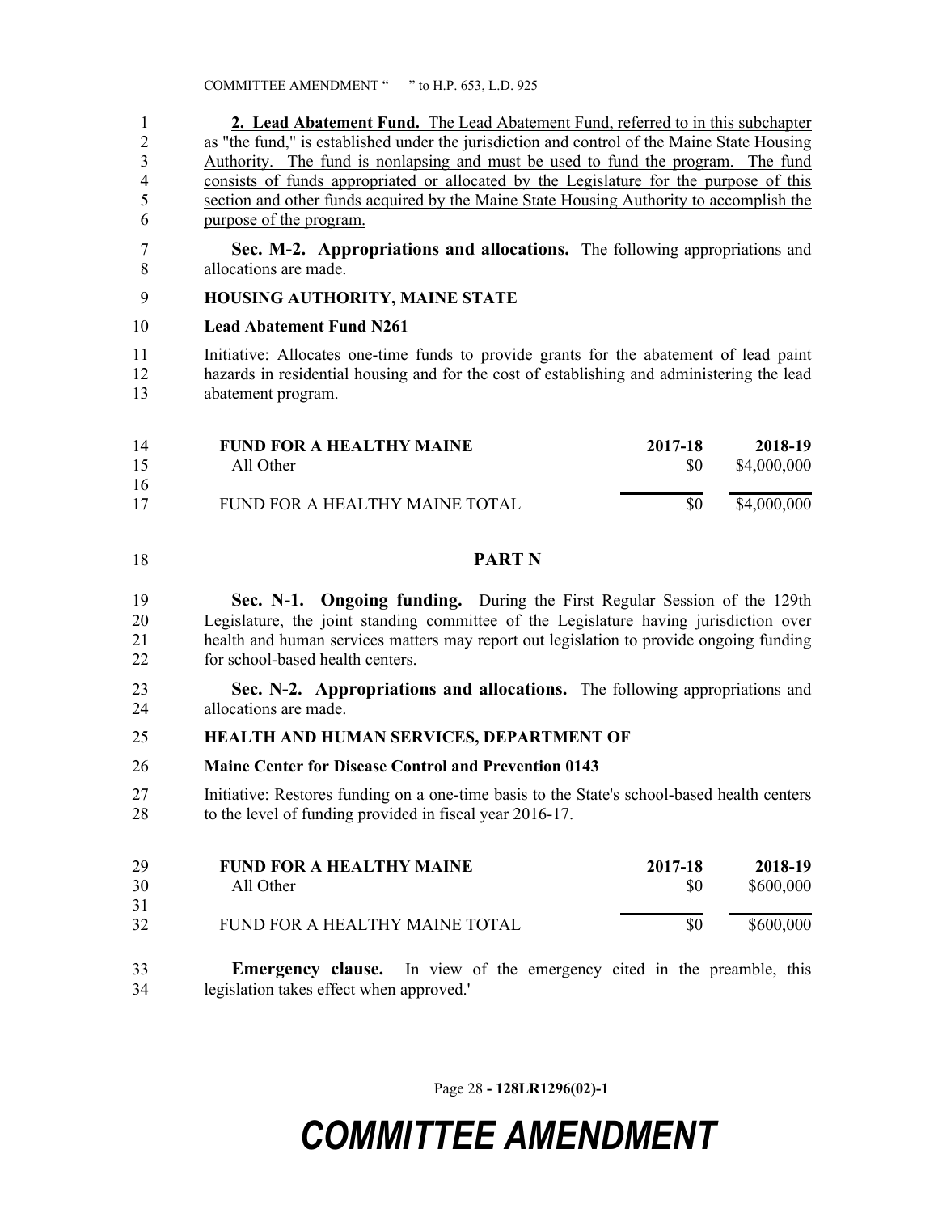**2. Lead Abatement Fund.** The Lead Abatement Fund, referred to in this subchapter as "the fund," is established under the jurisdiction and control of the Maine State Housing Authority. The fund is nonlapsing and must be used to fund the program. The fund consists of funds appropriated or allocated by the Legislature for the purpose of this section and other funds acquired by the Maine State Housing Authority to accomplish the purpose of the program.

**Sec. M-2. Appropriations and allocations.** The following appropriations and allocations are made.

**HOUSING AUTHORITY, MAINE STATE**

**Lead Abatement Fund N261**

Initiative: Allocates one-time funds to provide grants for the abatement of lead paint hazards in residential housing and for the cost of establishing and administering the lead abatement program.

| FUND FOR A HEALTHY MAINE | 2017-18 | 2018-19 |
|---|---|---|
| All Other | $0 | $4,000,000 |
| FUND FOR A HEALTHY MAINE TOTAL | $0 | $4,000,000 |

## PART N

**Sec. N-1. Ongoing funding.** During the First Regular Session of the 129th Legislature, the joint standing committee of the Legislature having jurisdiction over health and human services matters may report out legislation to provide ongoing funding for school-based health centers.

**Sec. N-2. Appropriations and allocations.** The following appropriations and allocations are made.

**HEALTH AND HUMAN SERVICES, DEPARTMENT OF**

**Maine Center for Disease Control and Prevention 0143**

Initiative: Restores funding on a one-time basis to the State's school-based health centers to the level of funding provided in fiscal year 2016-17.

| FUND FOR A HEALTHY MAINE | 2017-18 | 2018-19 |
|---|---|---|
| All Other | $0 | $600,000 |
| FUND FOR A HEALTHY MAINE TOTAL | $0 | $600,000 |

**Emergency clause.** In view of the emergency cited in the preamble, this legislation takes effect when approved.'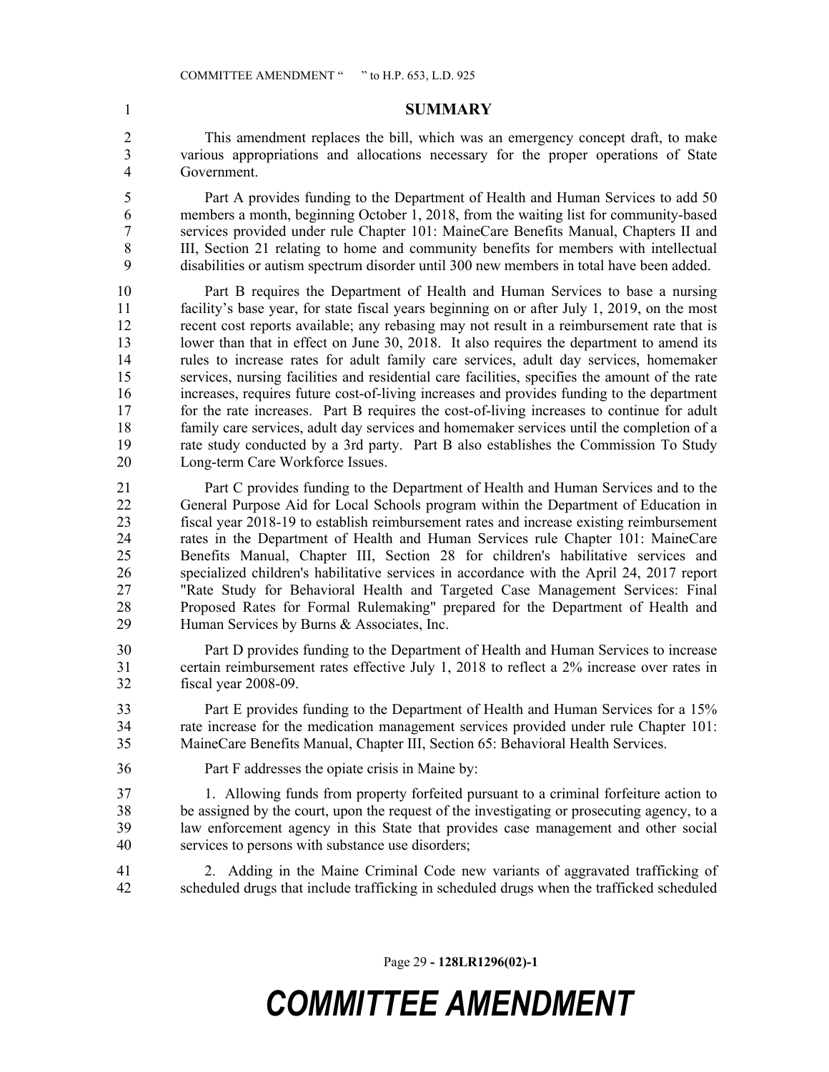## SUMMARY

This amendment replaces the bill, which was an emergency concept draft, to make various appropriations and allocations necessary for the proper operations of State Government.

Part A provides funding to the Department of Health and Human Services to add 50 members a month, beginning October 1, 2018, from the waiting list for community-based services provided under rule Chapter 101: MaineCare Benefits Manual, Chapters II and III, Section 21 relating to home and community benefits for members with intellectual disabilities or autism spectrum disorder until 300 new members in total have been added.

Part B requires the Department of Health and Human Services to base a nursing facility's base year, for state fiscal years beginning on or after July 1, 2019, on the most recent cost reports available; any rebasing may not result in a reimbursement rate that is lower than that in effect on June 30, 2018. It also requires the department to amend its rules to increase rates for adult family care services, adult day services, homemaker services, nursing facilities and residential care facilities, specifies the amount of the rate increases, requires future cost-of-living increases and provides funding to the department for the rate increases. Part B requires the cost-of-living increases to continue for adult family care services, adult day services and homemaker services until the completion of a rate study conducted by a 3rd party. Part B also establishes the Commission To Study Long-term Care Workforce Issues.

Part C provides funding to the Department of Health and Human Services and to the General Purpose Aid for Local Schools program within the Department of Education in fiscal year 2018-19 to establish reimbursement rates and increase existing reimbursement rates in the Department of Health and Human Services rule Chapter 101: MaineCare Benefits Manual, Chapter III, Section 28 for children's habilitative services and specialized children's habilitative services in accordance with the April 24, 2017 report "Rate Study for Behavioral Health and Targeted Case Management Services: Final Proposed Rates for Formal Rulemaking" prepared for the Department of Health and Human Services by Burns & Associates, Inc.

Part D provides funding to the Department of Health and Human Services to increase certain reimbursement rates effective July 1, 2018 to reflect a 2% increase over rates in fiscal year 2008-09.

Part E provides funding to the Department of Health and Human Services for a 15% rate increase for the medication management services provided under rule Chapter 101: MaineCare Benefits Manual, Chapter III, Section 65: Behavioral Health Services.

Part F addresses the opiate crisis in Maine by:

1. Allowing funds from property forfeited pursuant to a criminal forfeiture action to be assigned by the court, upon the request of the investigating or prosecuting agency, to a law enforcement agency in this State that provides case management and other social services to persons with substance use disorders;

2. Adding in the Maine Criminal Code new variants of aggravated trafficking of scheduled drugs that include trafficking in scheduled drugs when the trafficked scheduled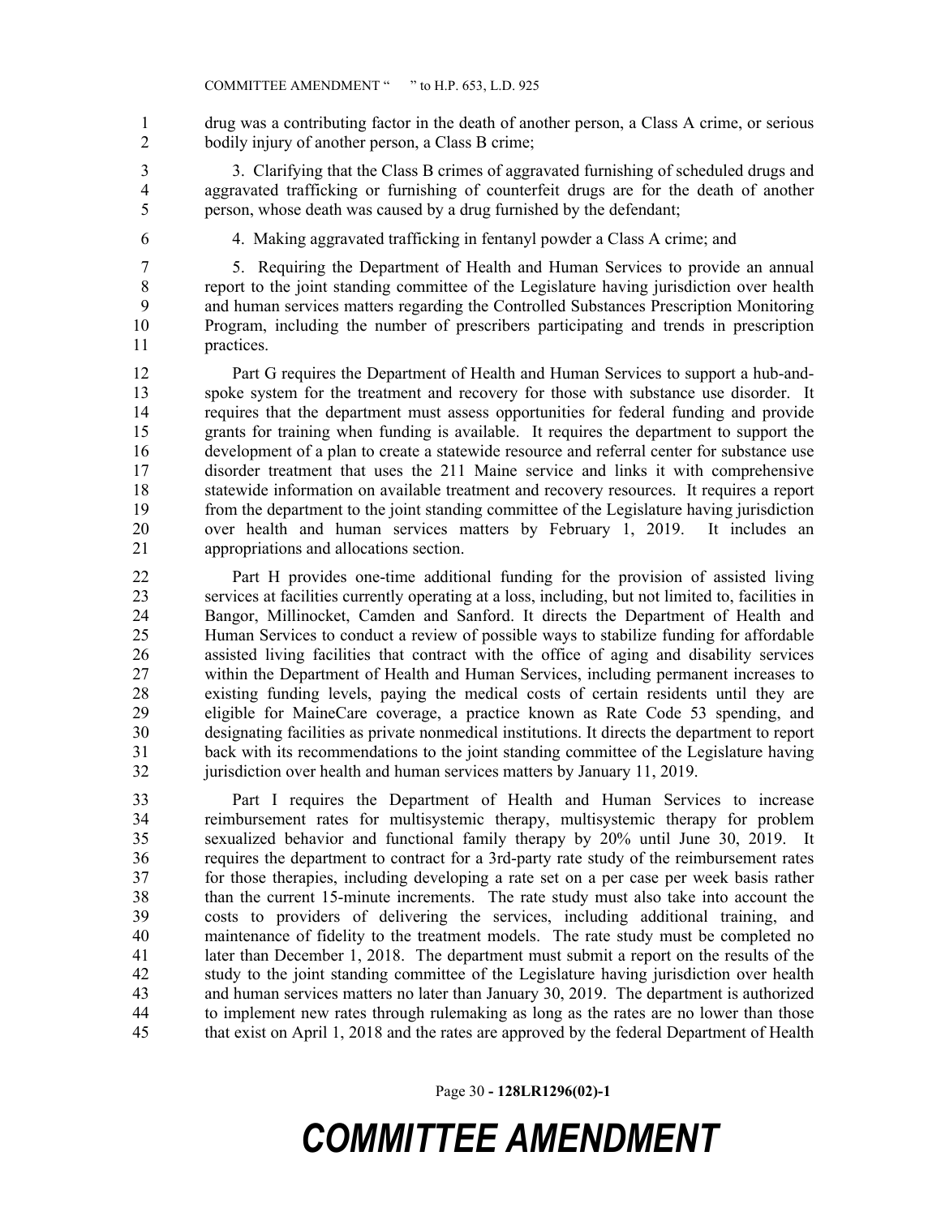drug was a contributing factor in the death of another person, a Class A crime, or serious bodily injury of another person, a Class B crime;

3. Clarifying that the Class B crimes of aggravated furnishing of scheduled drugs and aggravated trafficking or furnishing of counterfeit drugs are for the death of another person, whose death was caused by a drug furnished by the defendant;

4. Making aggravated trafficking in fentanyl powder a Class A crime; and

5. Requiring the Department of Health and Human Services to provide an annual report to the joint standing committee of the Legislature having jurisdiction over health and human services matters regarding the Controlled Substances Prescription Monitoring Program, including the number of prescribers participating and trends in prescription practices.

Part G requires the Department of Health and Human Services to support a hub-and-spoke system for the treatment and recovery for those with substance use disorder. It requires that the department must assess opportunities for federal funding and provide grants for training when funding is available. It requires the department to support the development of a plan to create a statewide resource and referral center for substance use disorder treatment that uses the 211 Maine service and links it with comprehensive statewide information on available treatment and recovery resources. It requires a report from the department to the joint standing committee of the Legislature having jurisdiction over health and human services matters by February 1, 2019. It includes an appropriations and allocations section.

Part H provides one-time additional funding for the provision of assisted living services at facilities currently operating at a loss, including, but not limited to, facilities in Bangor, Millinocket, Camden and Sanford. It directs the Department of Health and Human Services to conduct a review of possible ways to stabilize funding for affordable assisted living facilities that contract with the office of aging and disability services within the Department of Health and Human Services, including permanent increases to existing funding levels, paying the medical costs of certain residents until they are eligible for MaineCare coverage, a practice known as Rate Code 53 spending, and designating facilities as private nonmedical institutions. It directs the department to report back with its recommendations to the joint standing committee of the Legislature having jurisdiction over health and human services matters by January 11, 2019.

Part I requires the Department of Health and Human Services to increase reimbursement rates for multisystemic therapy, multisystemic therapy for problem sexualized behavior and functional family therapy by 20% until June 30, 2019. It requires the department to contract for a 3rd-party rate study of the reimbursement rates for those therapies, including developing a rate set on a per case per week basis rather than the current 15-minute increments. The rate study must also take into account the costs to providers of delivering the services, including additional training, and maintenance of fidelity to the treatment models. The rate study must be completed no later than December 1, 2018. The department must submit a report on the results of the study to the joint standing committee of the Legislature having jurisdiction over health and human services matters no later than January 30, 2019. The department is authorized to implement new rates through rulemaking as long as the rates are no lower than those that exist on April 1, 2018 and the rates are approved by the federal Department of Health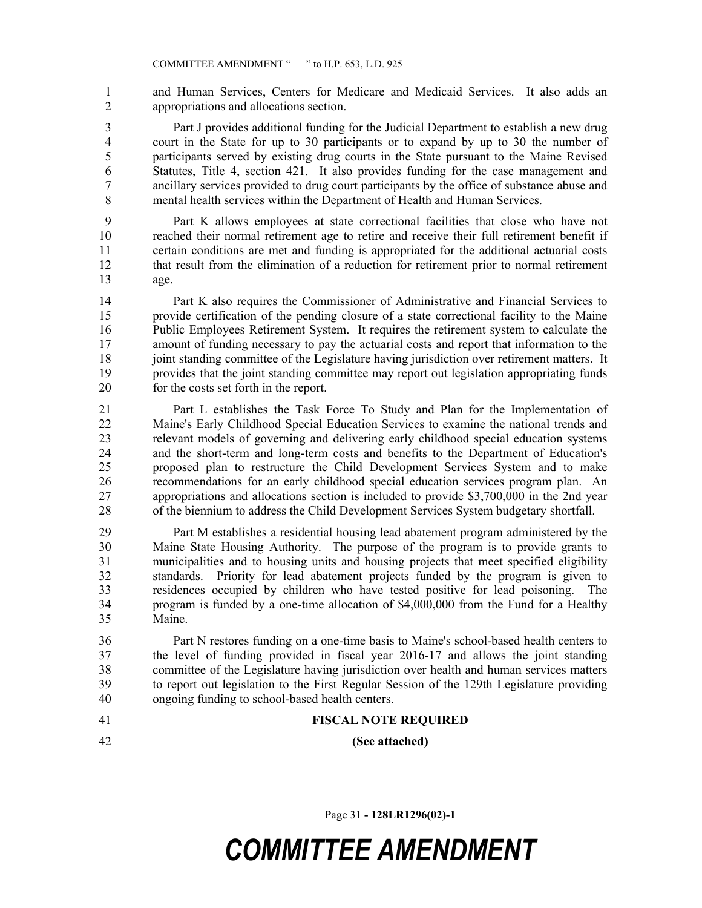and Human Services, Centers for Medicare and Medicaid Services. It also adds an appropriations and allocations section.

Part J provides additional funding for the Judicial Department to establish a new drug court in the State for up to 30 participants or to expand by up to 30 the number of participants served by existing drug courts in the State pursuant to the Maine Revised Statutes, Title 4, section 421. It also provides funding for the case management and ancillary services provided to drug court participants by the office of substance abuse and mental health services within the Department of Health and Human Services.

Part K allows employees at state correctional facilities that close who have not reached their normal retirement age to retire and receive their full retirement benefit if certain conditions are met and funding is appropriated for the additional actuarial costs that result from the elimination of a reduction for retirement prior to normal retirement age.

Part K also requires the Commissioner of Administrative and Financial Services to provide certification of the pending closure of a state correctional facility to the Maine Public Employees Retirement System. It requires the retirement system to calculate the amount of funding necessary to pay the actuarial costs and report that information to the joint standing committee of the Legislature having jurisdiction over retirement matters. It provides that the joint standing committee may report out legislation appropriating funds for the costs set forth in the report.

Part L establishes the Task Force To Study and Plan for the Implementation of Maine's Early Childhood Special Education Services to examine the national trends and relevant models of governing and delivering early childhood special education systems and the short-term and long-term costs and benefits to the Department of Education's proposed plan to restructure the Child Development Services System and to make recommendations for an early childhood special education services program plan. An appropriations and allocations section is included to provide $3,700,000 in the 2nd year of the biennium to address the Child Development Services System budgetary shortfall.

Part M establishes a residential housing lead abatement program administered by the Maine State Housing Authority. The purpose of the program is to provide grants to municipalities and to housing units and housing projects that meet specified eligibility standards. Priority for lead abatement projects funded by the program is given to residences occupied by children who have tested positive for lead poisoning. The program is funded by a one-time allocation of $4,000,000 from the Fund for a Healthy Maine.

Part N restores funding on a one-time basis to Maine's school-based health centers to the level of funding provided in fiscal year 2016-17 and allows the joint standing committee of the Legislature having jurisdiction over health and human services matters to report out legislation to the First Regular Session of the 129th Legislature providing ongoing funding to school-based health centers.

**FISCAL NOTE REQUIRED**

**(See attached)**